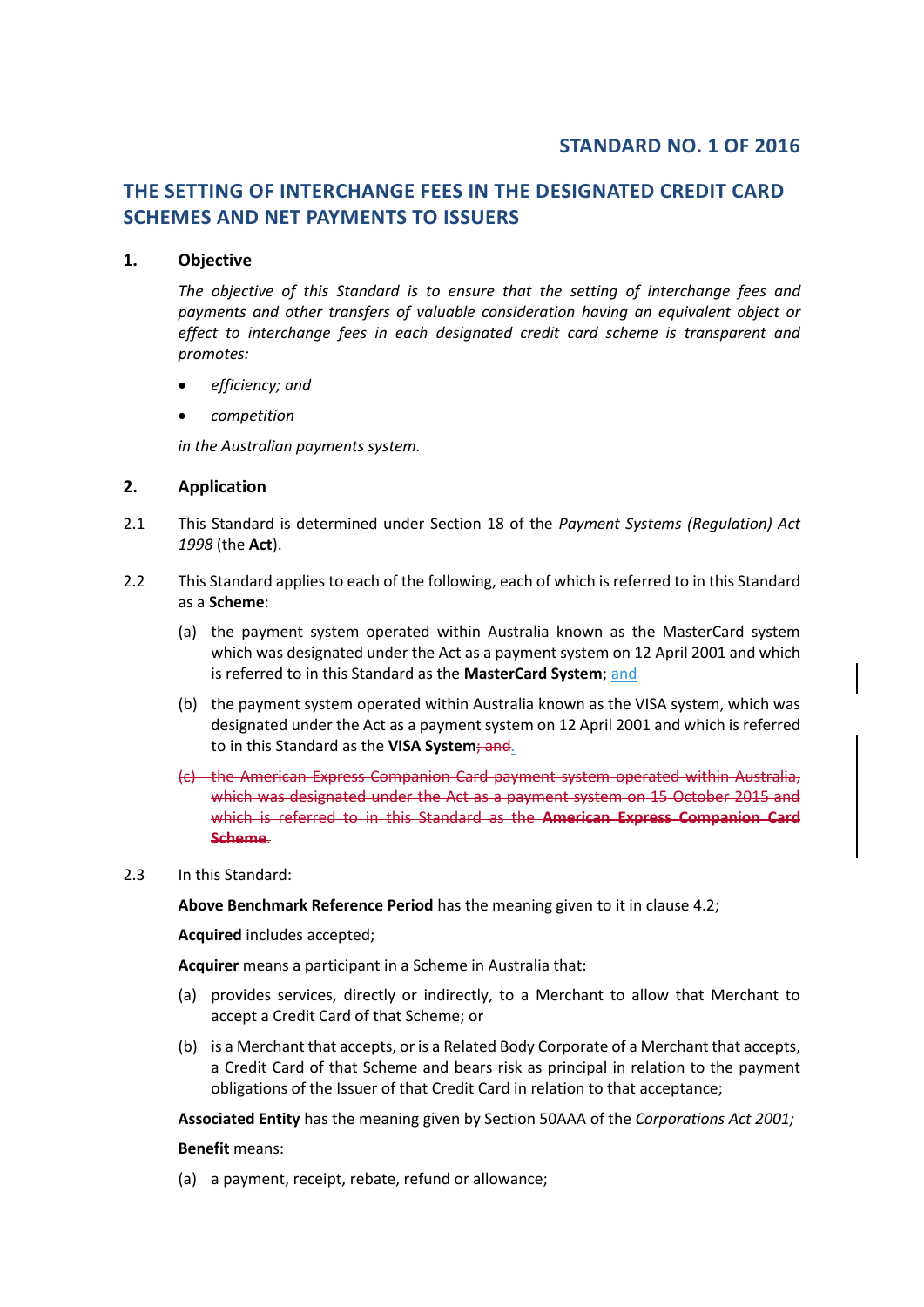## STANDARD NO. 1 OF 2016

# THE SETTING OF INTERCHANGE FEES IN THE DESIGNATED CREDIT CARD SCHEMES AND NET PAYMENTS TO ISSUERS

## 1. Objective

*The objective of this Standard is to ensure that the setting of interchange fees and payments and other transfers of valuable consideration having an equivalent object or effect to interchange fees in each designated credit card scheme is transparent and promotes:*

- *efficiency; and*
- *competition*

*in the Australian payments system.*

## 2. Application

2.1 This Standard is determined under Section 18 of the *Payment Systems (Regulation) Act 1998* (the **Act**).

2.2 This Standard applies to each of the following, each of which is referred to in this Standard as a **Scheme**:

(a) the payment system operated within Australia known as the MasterCard system which was designated under the Act as a payment system on 12 April 2001 and which is referred to in this Standard as the **MasterCard System**; and

(b) the payment system operated within Australia known as the VISA system, which was designated under the Act as a payment system on 12 April 2001 and which is referred to in this Standard as the **VISA System**~~; and~~.

~~(c) the American Express Companion Card payment system operated within Australia, which was designated under the Act as a payment system on 15 October 2015 and which is referred to in this Standard as the **American Express Companion Card Scheme**.~~

2.3 In this Standard:

**Above Benchmark Reference Period** has the meaning given to it in clause 4.2;

**Acquired** includes accepted;

**Acquirer** means a participant in a Scheme in Australia that:

(a) provides services, directly or indirectly, to a Merchant to allow that Merchant to accept a Credit Card of that Scheme; or

(b) is a Merchant that accepts, or is a Related Body Corporate of a Merchant that accepts, a Credit Card of that Scheme and bears risk as principal in relation to the payment obligations of the Issuer of that Credit Card in relation to that acceptance;

**Associated Entity** has the meaning given by Section 50AAA of the *Corporations Act 2001;*

**Benefit** means:

(a) a payment, receipt, rebate, refund or allowance;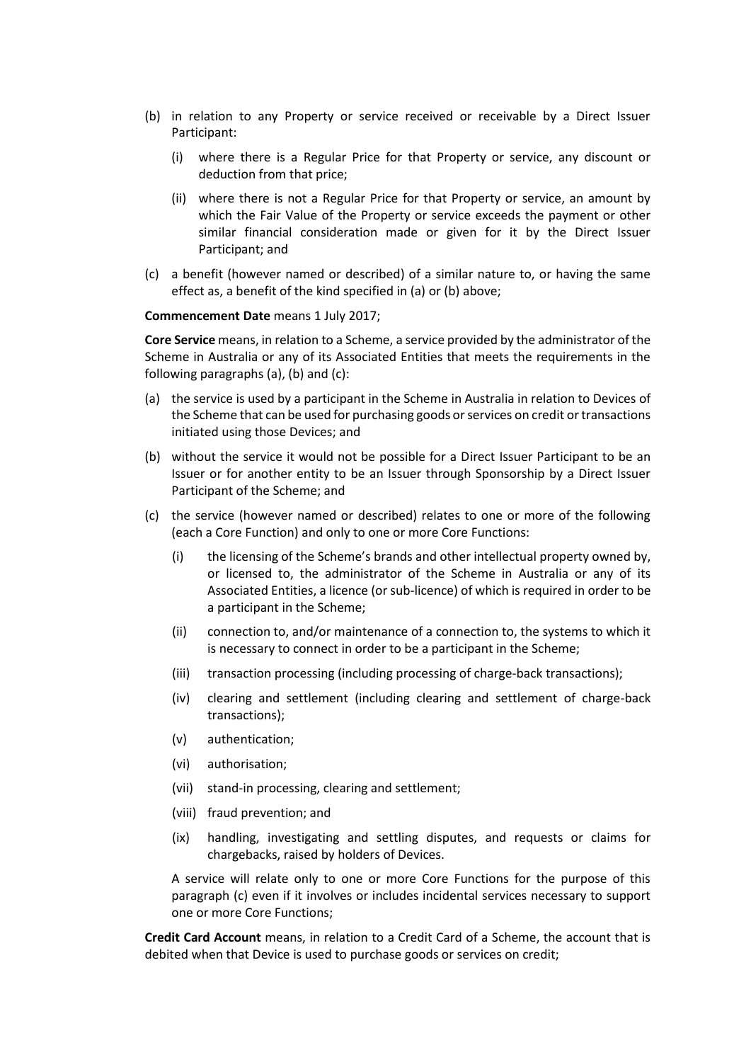(b) in relation to any Property or service received or receivable by a Direct Issuer Participant:

   (i) where there is a Regular Price for that Property or service, any discount or deduction from that price;

   (ii) where there is not a Regular Price for that Property or service, an amount by which the Fair Value of the Property or service exceeds the payment or other similar financial consideration made or given for it by the Direct Issuer Participant; and

(c) a benefit (however named or described) of a similar nature to, or having the same effect as, a benefit of the kind specified in (a) or (b) above;

**Commencement Date** means 1 July 2017;

**Core Service** means, in relation to a Scheme, a service provided by the administrator of the Scheme in Australia or any of its Associated Entities that meets the requirements in the following paragraphs (a), (b) and (c):

(a) the service is used by a participant in the Scheme in Australia in relation to Devices of the Scheme that can be used for purchasing goods or services on credit or transactions initiated using those Devices; and

(b) without the service it would not be possible for a Direct Issuer Participant to be an Issuer or for another entity to be an Issuer through Sponsorship by a Direct Issuer Participant of the Scheme; and

(c) the service (however named or described) relates to one or more of the following (each a Core Function) and only to one or more Core Functions:

   (i) the licensing of the Scheme's brands and other intellectual property owned by, or licensed to, the administrator of the Scheme in Australia or any of its Associated Entities, a licence (or sub-licence) of which is required in order to be a participant in the Scheme;

   (ii) connection to, and/or maintenance of a connection to, the systems to which it is necessary to connect in order to be a participant in the Scheme;

   (iii) transaction processing (including processing of charge-back transactions);

   (iv) clearing and settlement (including clearing and settlement of charge-back transactions);

   (v) authentication;

   (vi) authorisation;

   (vii) stand-in processing, clearing and settlement;

   (viii) fraud prevention; and

   (ix) handling, investigating and settling disputes, and requests or claims for chargebacks, raised by holders of Devices.

   A service will relate only to one or more Core Functions for the purpose of this paragraph (c) even if it involves or includes incidental services necessary to support one or more Core Functions;

**Credit Card Account** means, in relation to a Credit Card of a Scheme, the account that is debited when that Device is used to purchase goods or services on credit;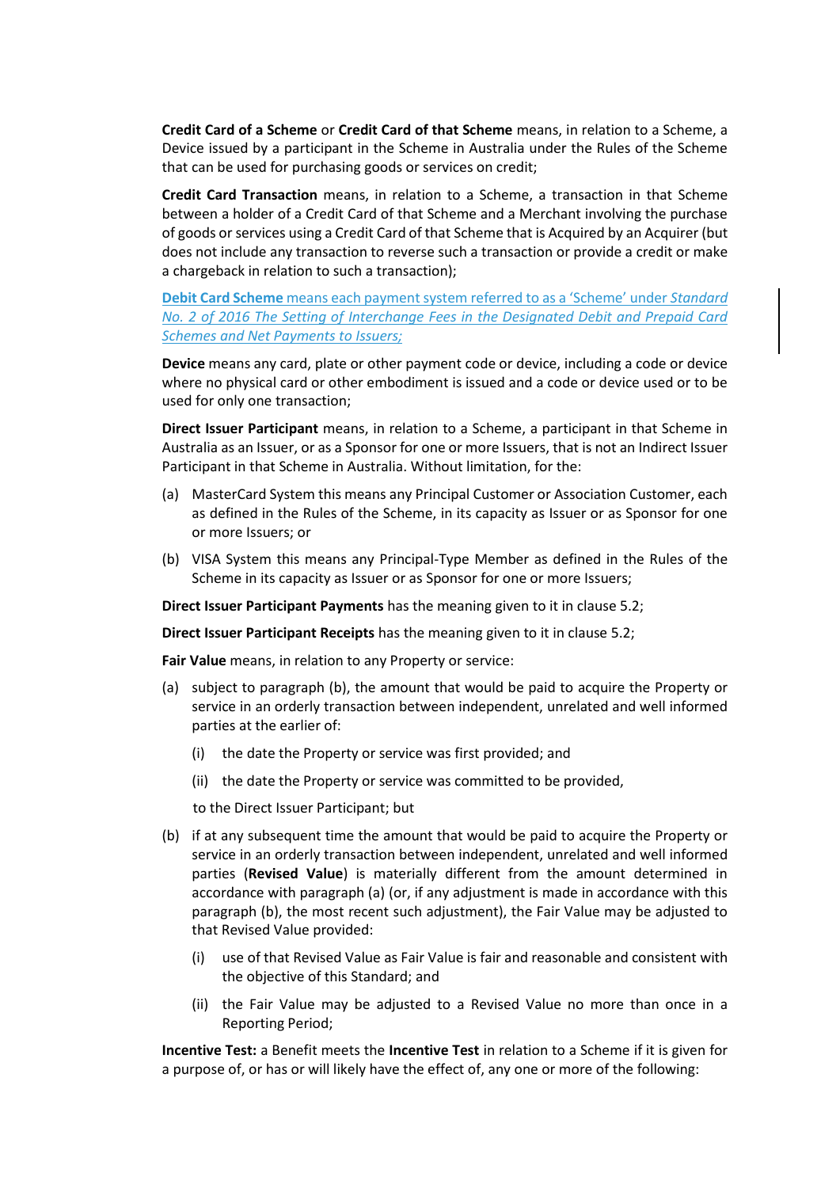**Credit Card of a Scheme** or **Credit Card of that Scheme** means, in relation to a Scheme, a Device issued by a participant in the Scheme in Australia under the Rules of the Scheme that can be used for purchasing goods or services on credit;

**Credit Card Transaction** means, in relation to a Scheme, a transaction in that Scheme between a holder of a Credit Card of that Scheme and a Merchant involving the purchase of goods or services using a Credit Card of that Scheme that is Acquired by an Acquirer (but does not include any transaction to reverse such a transaction or provide a credit or make a chargeback in relation to such a transaction);

**Debit Card Scheme** means each payment system referred to as a 'Scheme' under *Standard No. 2 of 2016 The Setting of Interchange Fees in the Designated Debit and Prepaid Card Schemes and Net Payments to Issuers;*

**Device** means any card, plate or other payment code or device, including a code or device where no physical card or other embodiment is issued and a code or device used or to be used for only one transaction;

**Direct Issuer Participant** means, in relation to a Scheme, a participant in that Scheme in Australia as an Issuer, or as a Sponsor for one or more Issuers, that is not an Indirect Issuer Participant in that Scheme in Australia. Without limitation, for the:

(a) MasterCard System this means any Principal Customer or Association Customer, each as defined in the Rules of the Scheme, in its capacity as Issuer or as Sponsor for one or more Issuers; or

(b) VISA System this means any Principal-Type Member as defined in the Rules of the Scheme in its capacity as Issuer or as Sponsor for one or more Issuers;

**Direct Issuer Participant Payments** has the meaning given to it in clause 5.2;

**Direct Issuer Participant Receipts** has the meaning given to it in clause 5.2;

**Fair Value** means, in relation to any Property or service:

(a) subject to paragraph (b), the amount that would be paid to acquire the Property or service in an orderly transaction between independent, unrelated and well informed parties at the earlier of:

  (i) the date the Property or service was first provided; and

  (ii) the date the Property or service was committed to be provided,

  to the Direct Issuer Participant; but

(b) if at any subsequent time the amount that would be paid to acquire the Property or service in an orderly transaction between independent, unrelated and well informed parties (**Revised Value**) is materially different from the amount determined in accordance with paragraph (a) (or, if any adjustment is made in accordance with this paragraph (b), the most recent such adjustment), the Fair Value may be adjusted to that Revised Value provided:

  (i) use of that Revised Value as Fair Value is fair and reasonable and consistent with the objective of this Standard; and

  (ii) the Fair Value may be adjusted to a Revised Value no more than once in a Reporting Period;

**Incentive Test:** a Benefit meets the **Incentive Test** in relation to a Scheme if it is given for a purpose of, or has or will likely have the effect of, any one or more of the following: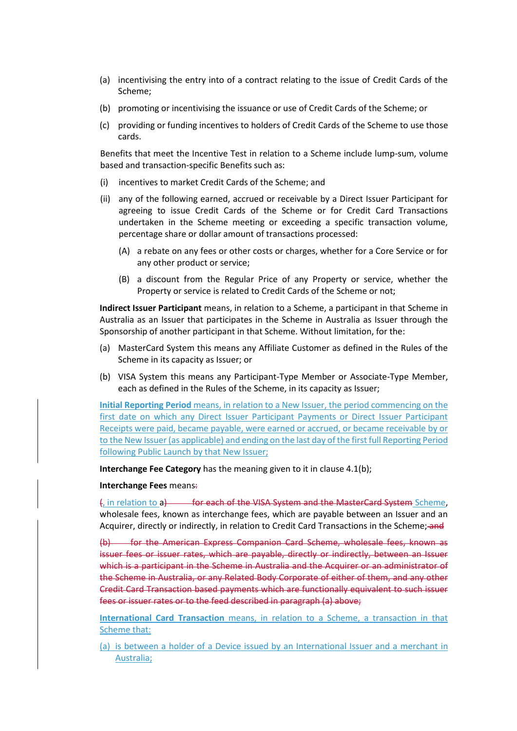(a) incentivising the entry into of a contract relating to the issue of Credit Cards of the Scheme;

(b) promoting or incentivising the issuance or use of Credit Cards of the Scheme; or

(c) providing or funding incentives to holders of Credit Cards of the Scheme to use those cards.

Benefits that meet the Incentive Test in relation to a Scheme include lump-sum, volume based and transaction-specific Benefits such as:

(i) incentives to market Credit Cards of the Scheme; and

(ii) any of the following earned, accrued or receivable by a Direct Issuer Participant for agreeing to issue Credit Cards of the Scheme or for Credit Card Transactions undertaken in the Scheme meeting or exceeding a specific transaction volume, percentage share or dollar amount of transactions processed:

  (A) a rebate on any fees or other costs or charges, whether for a Core Service or for any other product or service;

  (B) a discount from the Regular Price of any Property or service, whether the Property or service is related to Credit Cards of the Scheme or not;

**Indirect Issuer Participant** means, in relation to a Scheme, a participant in that Scheme in Australia as an Issuer that participates in the Scheme in Australia as Issuer through the Sponsorship of another participant in that Scheme. Without limitation, for the:

(a) MasterCard System this means any Affiliate Customer as defined in the Rules of the Scheme in its capacity as Issuer; or

(b) VISA System this means any Participant-Type Member or Associate-Type Member, each as defined in the Rules of the Scheme, in its capacity as Issuer;

**Initial Reporting Period** means, in relation to a New Issuer, the period commencing on the first date on which any Direct Issuer Participant Payments or Direct Issuer Participant Receipts were paid, became payable, were earned or accrued, or became receivable by or to the New Issuer (as applicable) and ending on the last day of the first full Reporting Period following Public Launch by that New Issuer;

**Interchange Fee Category** has the meaning given to it in clause 4.1(b);

**Interchange Fees** means:

~~(~~, in relation to a~~) for each of the VISA System and the MasterCard System~~ Scheme, wholesale fees, known as interchange fees, which are payable between an Issuer and an Acquirer, directly or indirectly, in relation to Credit Card Transactions in the Scheme;~~ and~~

~~(b) for the American Express Companion Card Scheme, wholesale fees, known as issuer fees or issuer rates, which are payable, directly or indirectly, between an Issuer which is a participant in the Scheme in Australia and the Acquirer or an administrator of the Scheme in Australia, or any Related Body Corporate of either of them, and any other Credit Card Transaction based payments which are functionally equivalent to such issuer fees or issuer rates or to the feed described in paragraph (a) above;~~

**International Card Transaction** means, in relation to a Scheme, a transaction in that Scheme that:

(a) is between a holder of a Device issued by an International Issuer and a merchant in Australia;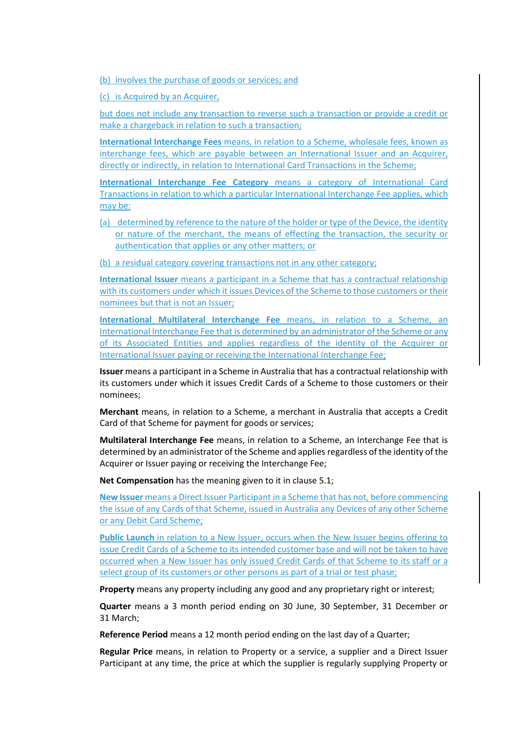(b) involves the purchase of goods or services; and

(c) is Acquired by an Acquirer,

but does not include any transaction to reverse such a transaction or provide a credit or make a chargeback in relation to such a transaction;

**International Interchange Fees** means, in relation to a Scheme, wholesale fees, known as interchange fees, which are payable between an International Issuer and an Acquirer, directly or indirectly, in relation to International Card Transactions in the Scheme;

**International Interchange Fee Category** means a category of International Card Transactions in relation to which a particular International Interchange Fee applies, which may be:

(a) determined by reference to the nature of the holder or type of the Device, the identity or nature of the merchant, the means of effecting the transaction, the security or authentication that applies or any other matters; or

(b) a residual category covering transactions not in any other category;

**International Issuer** means a participant in a Scheme that has a contractual relationship with its customers under which it issues Devices of the Scheme to those customers or their nominees but that is not an Issuer;

**International Multilateral Interchange Fee** means, in relation to a Scheme, an International Interchange Fee that is determined by an administrator of the Scheme or any of its Associated Entities and applies regardless of the identity of the Acquirer or International Issuer paying or receiving the International Interchange Fee;

**Issuer** means a participant in a Scheme in Australia that has a contractual relationship with its customers under which it issues Credit Cards of a Scheme to those customers or their nominees;

**Merchant** means, in relation to a Scheme, a merchant in Australia that accepts a Credit Card of that Scheme for payment for goods or services;

**Multilateral Interchange Fee** means, in relation to a Scheme, an Interchange Fee that is determined by an administrator of the Scheme and applies regardless of the identity of the Acquirer or Issuer paying or receiving the Interchange Fee;

**Net Compensation** has the meaning given to it in clause 5.1;

**New Issuer** means a Direct Issuer Participant in a Scheme that has not, before commencing the issue of any Cards of that Scheme, issued in Australia any Devices of any other Scheme or any Debit Card Scheme;

**Public Launch** in relation to a New Issuer, occurs when the New Issuer begins offering to issue Credit Cards of a Scheme to its intended customer base and will not be taken to have occurred when a New Issuer has only issued Credit Cards of that Scheme to its staff or a select group of its customers or other persons as part of a trial or test phase;

**Property** means any property including any good and any proprietary right or interest;

**Quarter** means a 3 month period ending on 30 June, 30 September, 31 December or 31 March;

**Reference Period** means a 12 month period ending on the last day of a Quarter;

**Regular Price** means, in relation to Property or a service, a supplier and a Direct Issuer Participant at any time, the price at which the supplier is regularly supplying Property or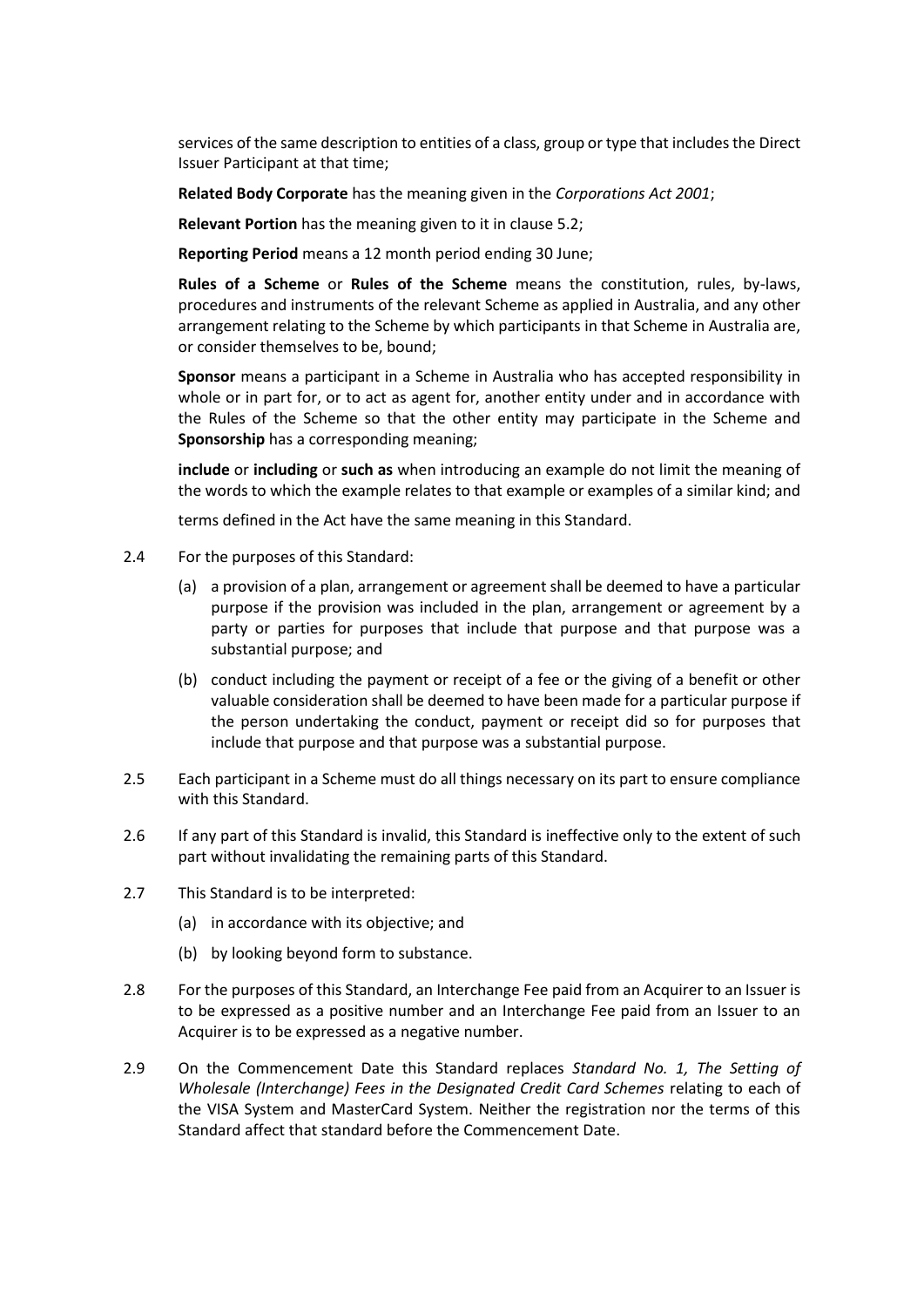services of the same description to entities of a class, group or type that includes the Direct Issuer Participant at that time;

**Related Body Corporate** has the meaning given in the *Corporations Act 2001*;

**Relevant Portion** has the meaning given to it in clause 5.2;

**Reporting Period** means a 12 month period ending 30 June;

**Rules of a Scheme** or **Rules of the Scheme** means the constitution, rules, by-laws, procedures and instruments of the relevant Scheme as applied in Australia, and any other arrangement relating to the Scheme by which participants in that Scheme in Australia are, or consider themselves to be, bound;

**Sponsor** means a participant in a Scheme in Australia who has accepted responsibility in whole or in part for, or to act as agent for, another entity under and in accordance with the Rules of the Scheme so that the other entity may participate in the Scheme and **Sponsorship** has a corresponding meaning;

**include** or **including** or **such as** when introducing an example do not limit the meaning of the words to which the example relates to that example or examples of a similar kind; and

terms defined in the Act have the same meaning in this Standard.

2.4 For the purposes of this Standard:

(a) a provision of a plan, arrangement or agreement shall be deemed to have a particular purpose if the provision was included in the plan, arrangement or agreement by a party or parties for purposes that include that purpose and that purpose was a substantial purpose; and

(b) conduct including the payment or receipt of a fee or the giving of a benefit or other valuable consideration shall be deemed to have been made for a particular purpose if the person undertaking the conduct, payment or receipt did so for purposes that include that purpose and that purpose was a substantial purpose.

2.5 Each participant in a Scheme must do all things necessary on its part to ensure compliance with this Standard.

2.6 If any part of this Standard is invalid, this Standard is ineffective only to the extent of such part without invalidating the remaining parts of this Standard.

2.7 This Standard is to be interpreted:

(a) in accordance with its objective; and

(b) by looking beyond form to substance.

2.8 For the purposes of this Standard, an Interchange Fee paid from an Acquirer to an Issuer is to be expressed as a positive number and an Interchange Fee paid from an Issuer to an Acquirer is to be expressed as a negative number.

2.9 On the Commencement Date this Standard replaces *Standard No. 1, The Setting of Wholesale (Interchange) Fees in the Designated Credit Card Schemes* relating to each of the VISA System and MasterCard System. Neither the registration nor the terms of this Standard affect that standard before the Commencement Date.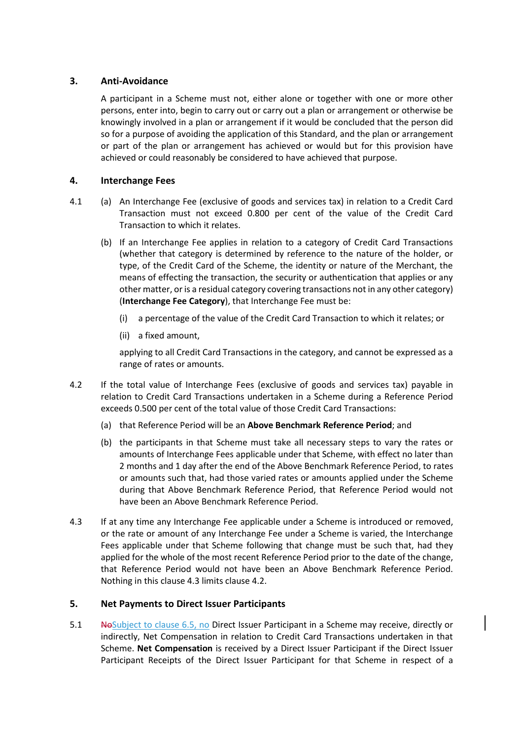## 3. Anti-Avoidance

A participant in a Scheme must not, either alone or together with one or more other persons, enter into, begin to carry out or carry out a plan or arrangement or otherwise be knowingly involved in a plan or arrangement if it would be concluded that the person did so for a purpose of avoiding the application of this Standard, and the plan or arrangement or part of the plan or arrangement has achieved or would but for this provision have achieved or could reasonably be considered to have achieved that purpose.

## 4. Interchange Fees

4.1 (a) An Interchange Fee (exclusive of goods and services tax) in relation to a Credit Card Transaction must not exceed 0.800 per cent of the value of the Credit Card Transaction to which it relates.

(b) If an Interchange Fee applies in relation to a category of Credit Card Transactions (whether that category is determined by reference to the nature of the holder, or type, of the Credit Card of the Scheme, the identity or nature of the Merchant, the means of effecting the transaction, the security or authentication that applies or any other matter, or is a residual category covering transactions not in any other category) (**Interchange Fee Category**), that Interchange Fee must be:

(i) a percentage of the value of the Credit Card Transaction to which it relates; or

(ii) a fixed amount,

applying to all Credit Card Transactions in the category, and cannot be expressed as a range of rates or amounts.

4.2 If the total value of Interchange Fees (exclusive of goods and services tax) payable in relation to Credit Card Transactions undertaken in a Scheme during a Reference Period exceeds 0.500 per cent of the total value of those Credit Card Transactions:

(a) that Reference Period will be an **Above Benchmark Reference Period**; and

(b) the participants in that Scheme must take all necessary steps to vary the rates or amounts of Interchange Fees applicable under that Scheme, with effect no later than 2 months and 1 day after the end of the Above Benchmark Reference Period, to rates or amounts such that, had those varied rates or amounts applied under the Scheme during that Above Benchmark Reference Period, that Reference Period would not have been an Above Benchmark Reference Period.

4.3 If at any time any Interchange Fee applicable under a Scheme is introduced or removed, or the rate or amount of any Interchange Fee under a Scheme is varied, the Interchange Fees applicable under that Scheme following that change must be such that, had they applied for the whole of the most recent Reference Period prior to the date of the change, that Reference Period would not have been an Above Benchmark Reference Period. Nothing in this clause 4.3 limits clause 4.2.

## 5. Net Payments to Direct Issuer Participants

5.1 ~~No~~Subject to clause 6.5, no Direct Issuer Participant in a Scheme may receive, directly or indirectly, Net Compensation in relation to Credit Card Transactions undertaken in that Scheme. **Net Compensation** is received by a Direct Issuer Participant if the Direct Issuer Participant Receipts of the Direct Issuer Participant for that Scheme in respect of a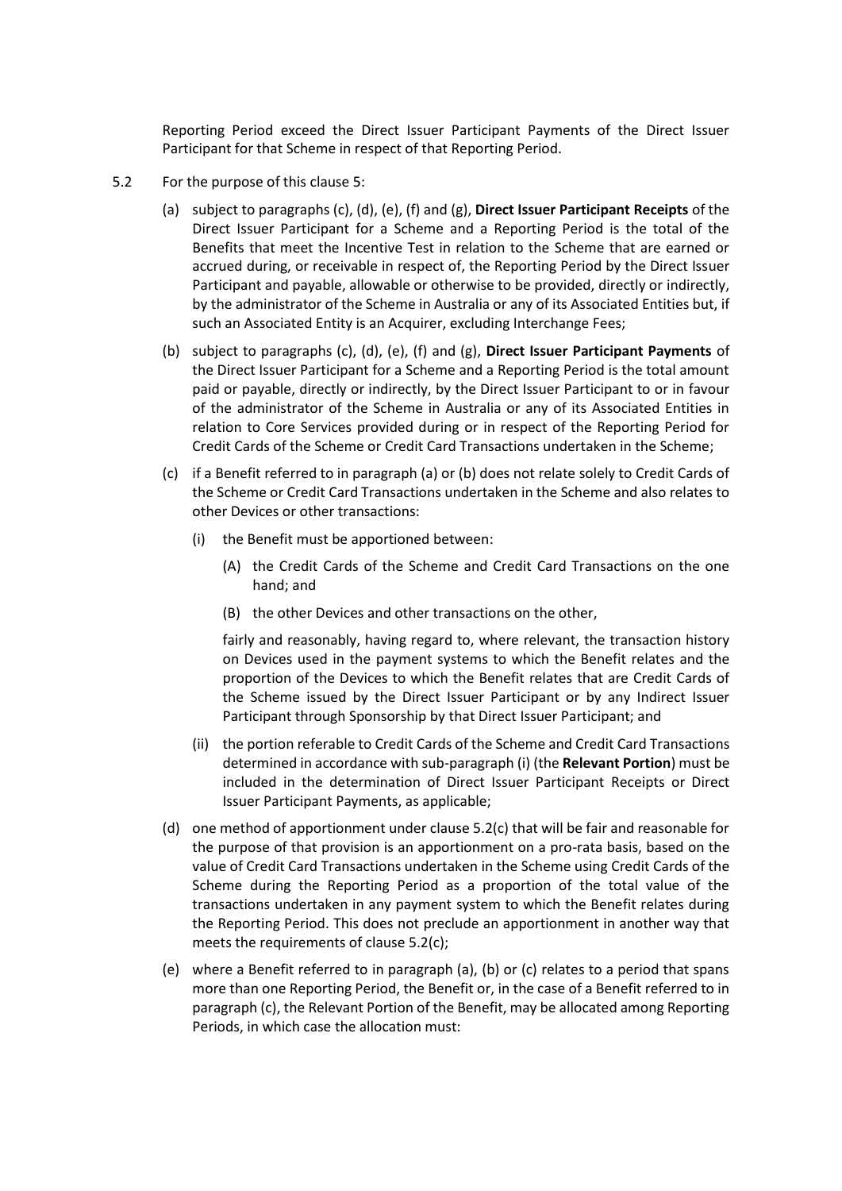Reporting Period exceed the Direct Issuer Participant Payments of the Direct Issuer Participant for that Scheme in respect of that Reporting Period.

5.2 For the purpose of this clause 5:

(a) subject to paragraphs (c), (d), (e), (f) and (g), **Direct Issuer Participant Receipts** of the Direct Issuer Participant for a Scheme and a Reporting Period is the total of the Benefits that meet the Incentive Test in relation to the Scheme that are earned or accrued during, or receivable in respect of, the Reporting Period by the Direct Issuer Participant and payable, allowable or otherwise to be provided, directly or indirectly, by the administrator of the Scheme in Australia or any of its Associated Entities but, if such an Associated Entity is an Acquirer, excluding Interchange Fees;

(b) subject to paragraphs (c), (d), (e), (f) and (g), **Direct Issuer Participant Payments** of the Direct Issuer Participant for a Scheme and a Reporting Period is the total amount paid or payable, directly or indirectly, by the Direct Issuer Participant to or in favour of the administrator of the Scheme in Australia or any of its Associated Entities in relation to Core Services provided during or in respect of the Reporting Period for Credit Cards of the Scheme or Credit Card Transactions undertaken in the Scheme;

(c) if a Benefit referred to in paragraph (a) or (b) does not relate solely to Credit Cards of the Scheme or Credit Card Transactions undertaken in the Scheme and also relates to other Devices or other transactions:

   (i) the Benefit must be apportioned between:

      (A) the Credit Cards of the Scheme and Credit Card Transactions on the one hand; and

      (B) the other Devices and other transactions on the other,

   fairly and reasonably, having regard to, where relevant, the transaction history on Devices used in the payment systems to which the Benefit relates and the proportion of the Devices to which the Benefit relates that are Credit Cards of the Scheme issued by the Direct Issuer Participant or by any Indirect Issuer Participant through Sponsorship by that Direct Issuer Participant; and

   (ii) the portion referable to Credit Cards of the Scheme and Credit Card Transactions determined in accordance with sub-paragraph (i) (the **Relevant Portion**) must be included in the determination of Direct Issuer Participant Receipts or Direct Issuer Participant Payments, as applicable;

(d) one method of apportionment under clause 5.2(c) that will be fair and reasonable for the purpose of that provision is an apportionment on a pro-rata basis, based on the value of Credit Card Transactions undertaken in the Scheme using Credit Cards of the Scheme during the Reporting Period as a proportion of the total value of the transactions undertaken in any payment system to which the Benefit relates during the Reporting Period. This does not preclude an apportionment in another way that meets the requirements of clause 5.2(c);

(e) where a Benefit referred to in paragraph (a), (b) or (c) relates to a period that spans more than one Reporting Period, the Benefit or, in the case of a Benefit referred to in paragraph (c), the Relevant Portion of the Benefit, may be allocated among Reporting Periods, in which case the allocation must: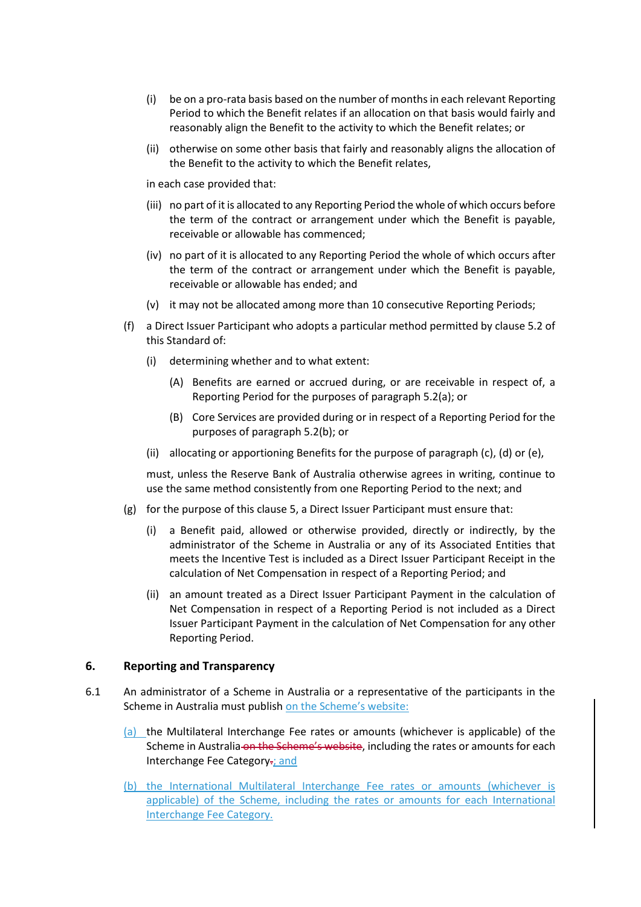(i) be on a pro-rata basis based on the number of months in each relevant Reporting Period to which the Benefit relates if an allocation on that basis would fairly and reasonably align the Benefit to the activity to which the Benefit relates; or

(ii) otherwise on some other basis that fairly and reasonably aligns the allocation of the Benefit to the activity to which the Benefit relates,

in each case provided that:

(iii) no part of it is allocated to any Reporting Period the whole of which occurs before the term of the contract or arrangement under which the Benefit is payable, receivable or allowable has commenced;

(iv) no part of it is allocated to any Reporting Period the whole of which occurs after the term of the contract or arrangement under which the Benefit is payable, receivable or allowable has ended; and

(v) it may not be allocated among more than 10 consecutive Reporting Periods;

(f) a Direct Issuer Participant who adopts a particular method permitted by clause 5.2 of this Standard of:

(i) determining whether and to what extent:

(A) Benefits are earned or accrued during, or are receivable in respect of, a Reporting Period for the purposes of paragraph 5.2(a); or

(B) Core Services are provided during or in respect of a Reporting Period for the purposes of paragraph 5.2(b); or

(ii) allocating or apportioning Benefits for the purpose of paragraph (c), (d) or (e),

must, unless the Reserve Bank of Australia otherwise agrees in writing, continue to use the same method consistently from one Reporting Period to the next; and

(g) for the purpose of this clause 5, a Direct Issuer Participant must ensure that:

(i) a Benefit paid, allowed or otherwise provided, directly or indirectly, by the administrator of the Scheme in Australia or any of its Associated Entities that meets the Incentive Test is included as a Direct Issuer Participant Receipt in the calculation of Net Compensation in respect of a Reporting Period; and

(ii) an amount treated as a Direct Issuer Participant Payment in the calculation of Net Compensation in respect of a Reporting Period is not included as a Direct Issuer Participant Payment in the calculation of Net Compensation for any other Reporting Period.

## 6. Reporting and Transparency

6.1 An administrator of a Scheme in Australia or a representative of the participants in the Scheme in Australia must publish on the Scheme's website:

(a) the Multilateral Interchange Fee rates or amounts (whichever is applicable) of the Scheme in Australia ~~on the Scheme's website~~, including the rates or amounts for each Interchange Fee Category~~.~~; and

(b) the International Multilateral Interchange Fee rates or amounts (whichever is applicable) of the Scheme, including the rates or amounts for each International Interchange Fee Category.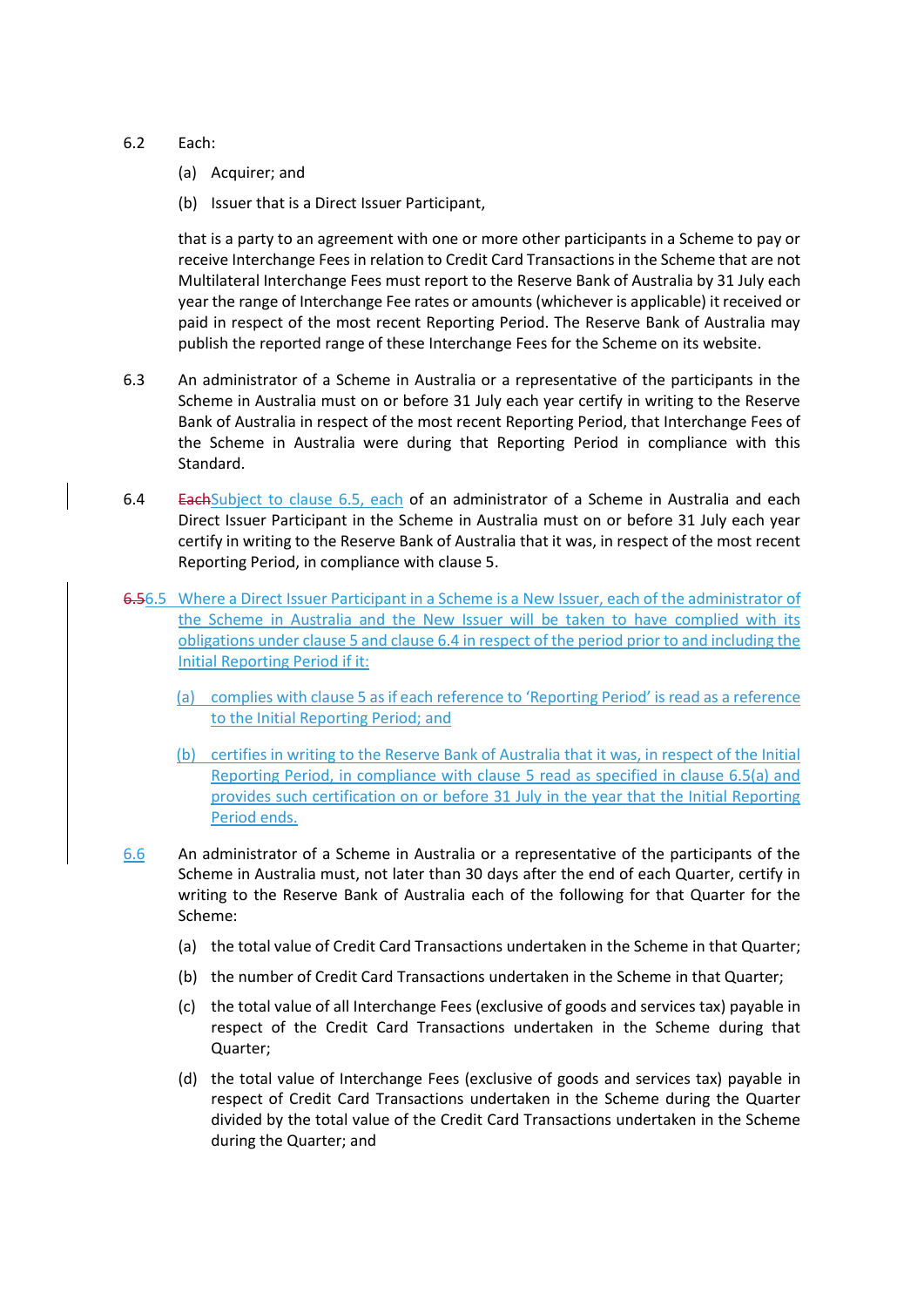6.2 Each:

(a) Acquirer; and

(b) Issuer that is a Direct Issuer Participant,

that is a party to an agreement with one or more other participants in a Scheme to pay or receive Interchange Fees in relation to Credit Card Transactions in the Scheme that are not Multilateral Interchange Fees must report to the Reserve Bank of Australia by 31 July each year the range of Interchange Fee rates or amounts (whichever is applicable) it received or paid in respect of the most recent Reporting Period. The Reserve Bank of Australia may publish the reported range of these Interchange Fees for the Scheme on its website.

6.3 An administrator of a Scheme in Australia or a representative of the participants in the Scheme in Australia must on or before 31 July each year certify in writing to the Reserve Bank of Australia in respect of the most recent Reporting Period, that Interchange Fees of the Scheme in Australia were during that Reporting Period in compliance with this Standard.

6.4 ~~Each~~Subject to clause 6.5, each of an administrator of a Scheme in Australia and each Direct Issuer Participant in the Scheme in Australia must on or before 31 July each year certify in writing to the Reserve Bank of Australia that it was, in respect of the most recent Reporting Period, in compliance with clause 5.

~~6.5~~6.5 Where a Direct Issuer Participant in a Scheme is a New Issuer, each of the administrator of the Scheme in Australia and the New Issuer will be taken to have complied with its obligations under clause 5 and clause 6.4 in respect of the period prior to and including the Initial Reporting Period if it:

(a) complies with clause 5 as if each reference to 'Reporting Period' is read as a reference to the Initial Reporting Period; and

(b) certifies in writing to the Reserve Bank of Australia that it was, in respect of the Initial Reporting Period, in compliance with clause 5 read as specified in clause 6.5(a) and provides such certification on or before 31 July in the year that the Initial Reporting Period ends.

6.6 An administrator of a Scheme in Australia or a representative of the participants of the Scheme in Australia must, not later than 30 days after the end of each Quarter, certify in writing to the Reserve Bank of Australia each of the following for that Quarter for the Scheme:

(a) the total value of Credit Card Transactions undertaken in the Scheme in that Quarter;

(b) the number of Credit Card Transactions undertaken in the Scheme in that Quarter;

(c) the total value of all Interchange Fees (exclusive of goods and services tax) payable in respect of the Credit Card Transactions undertaken in the Scheme during that Quarter;

(d) the total value of Interchange Fees (exclusive of goods and services tax) payable in respect of Credit Card Transactions undertaken in the Scheme during the Quarter divided by the total value of the Credit Card Transactions undertaken in the Scheme during the Quarter; and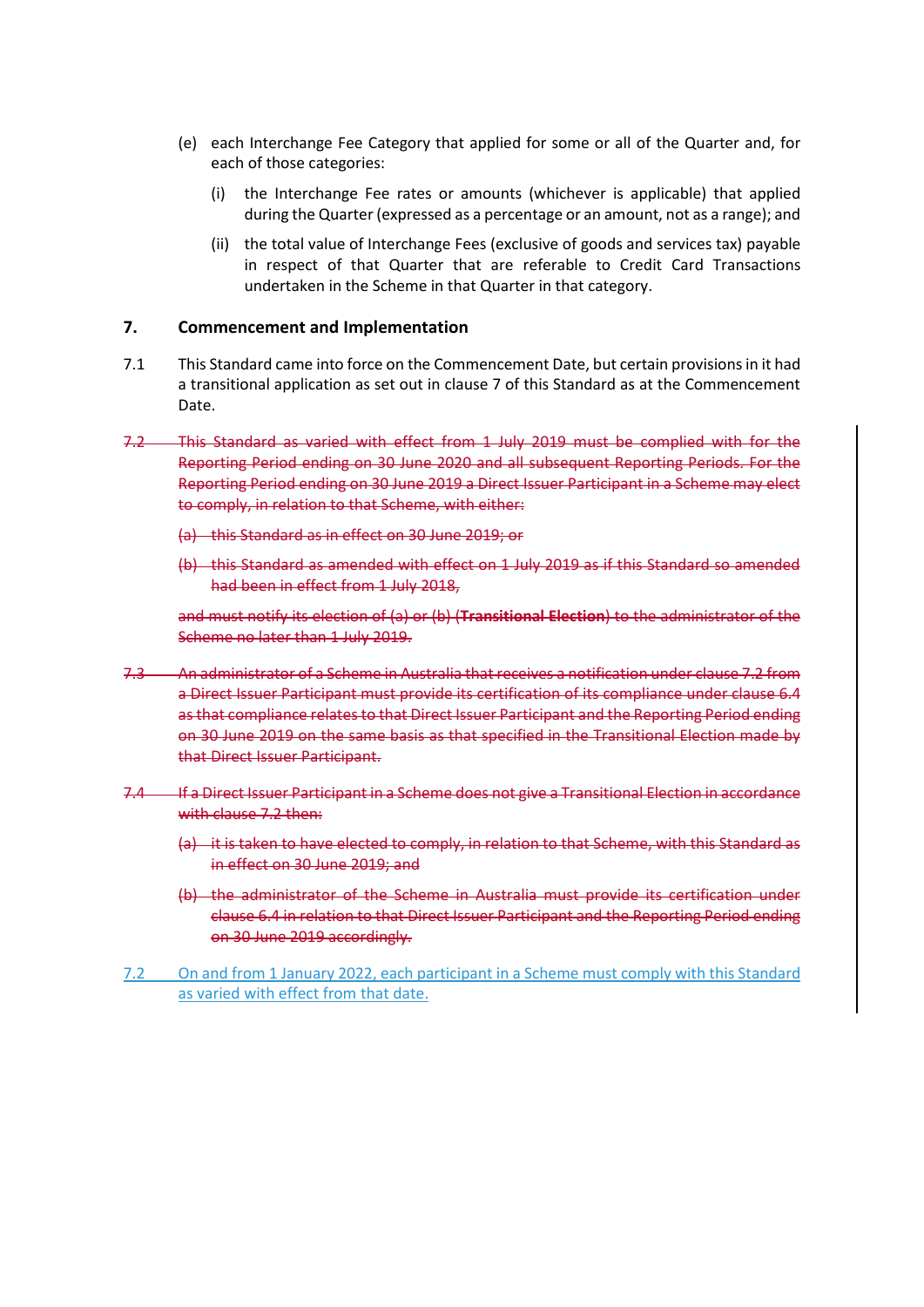(e) each Interchange Fee Category that applied for some or all of the Quarter and, for each of those categories:

(i) the Interchange Fee rates or amounts (whichever is applicable) that applied during the Quarter (expressed as a percentage or an amount, not as a range); and

(ii) the total value of Interchange Fees (exclusive of goods and services tax) payable in respect of that Quarter that are referable to Credit Card Transactions undertaken in the Scheme in that Quarter in that category.

## 7. Commencement and Implementation

7.1 This Standard came into force on the Commencement Date, but certain provisions in it had a transitional application as set out in clause 7 of this Standard as at the Commencement Date.

~~7.2 This Standard as varied with effect from 1 July 2019 must be complied with for the Reporting Period ending on 30 June 2020 and all subsequent Reporting Periods. For the Reporting Period ending on 30 June 2019 a Direct Issuer Participant in a Scheme may elect to comply, in relation to that Scheme, with either:~~

~~(a) this Standard as in effect on 30 June 2019; or~~

~~(b) this Standard as amended with effect on 1 July 2019 as if this Standard so amended had been in effect from 1 July 2018,~~

~~and must notify its election of (a) or (b) (**Transitional Election**) to the administrator of the Scheme no later than 1 July 2019.~~

~~7.3 An administrator of a Scheme in Australia that receives a notification under clause 7.2 from a Direct Issuer Participant must provide its certification of its compliance under clause 6.4 as that compliance relates to that Direct Issuer Participant and the Reporting Period ending on 30 June 2019 on the same basis as that specified in the Transitional Election made by that Direct Issuer Participant.~~

~~7.4 If a Direct Issuer Participant in a Scheme does not give a Transitional Election in accordance with clause 7.2 then:~~

~~(a) it is taken to have elected to comply, in relation to that Scheme, with this Standard as in effect on 30 June 2019; and~~

~~(b) the administrator of the Scheme in Australia must provide its certification under clause 6.4 in relation to that Direct Issuer Participant and the Reporting Period ending on 30 June 2019 accordingly.~~

7.2 On and from 1 January 2022, each participant in a Scheme must comply with this Standard as varied with effect from that date.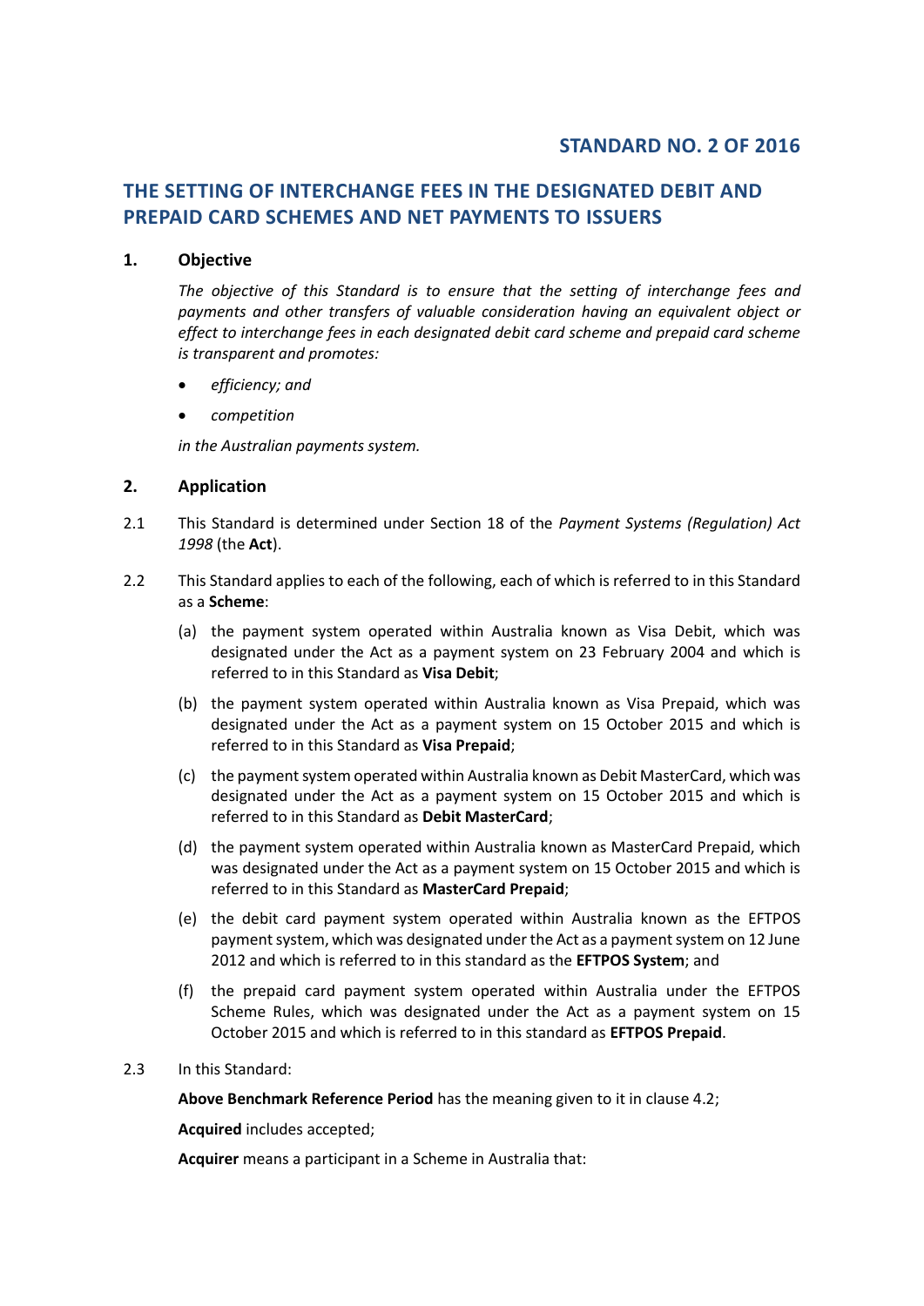## STANDARD NO. 2 OF 2016

## THE SETTING OF INTERCHANGE FEES IN THE DESIGNATED DEBIT AND PREPAID CARD SCHEMES AND NET PAYMENTS TO ISSUERS

### 1. Objective

*The objective of this Standard is to ensure that the setting of interchange fees and payments and other transfers of valuable consideration having an equivalent object or effect to interchange fees in each designated debit card scheme and prepaid card scheme is transparent and promotes:*

- *efficiency; and*
- *competition*

*in the Australian payments system.*

### 2. Application

2.1 This Standard is determined under Section 18 of the *Payment Systems (Regulation) Act 1998* (the **Act**).

2.2 This Standard applies to each of the following, each of which is referred to in this Standard as a **Scheme**:

(a) the payment system operated within Australia known as Visa Debit, which was designated under the Act as a payment system on 23 February 2004 and which is referred to in this Standard as **Visa Debit**;

(b) the payment system operated within Australia known as Visa Prepaid, which was designated under the Act as a payment system on 15 October 2015 and which is referred to in this Standard as **Visa Prepaid**;

(c) the payment system operated within Australia known as Debit MasterCard, which was designated under the Act as a payment system on 15 October 2015 and which is referred to in this Standard as **Debit MasterCard**;

(d) the payment system operated within Australia known as MasterCard Prepaid, which was designated under the Act as a payment system on 15 October 2015 and which is referred to in this Standard as **MasterCard Prepaid**;

(e) the debit card payment system operated within Australia known as the EFTPOS payment system, which was designated under the Act as a payment system on 12 June 2012 and which is referred to in this standard as the **EFTPOS System**; and

(f) the prepaid card payment system operated within Australia under the EFTPOS Scheme Rules, which was designated under the Act as a payment system on 15 October 2015 and which is referred to in this standard as **EFTPOS Prepaid**.

2.3 In this Standard:

**Above Benchmark Reference Period** has the meaning given to it in clause 4.2;

**Acquired** includes accepted;

**Acquirer** means a participant in a Scheme in Australia that: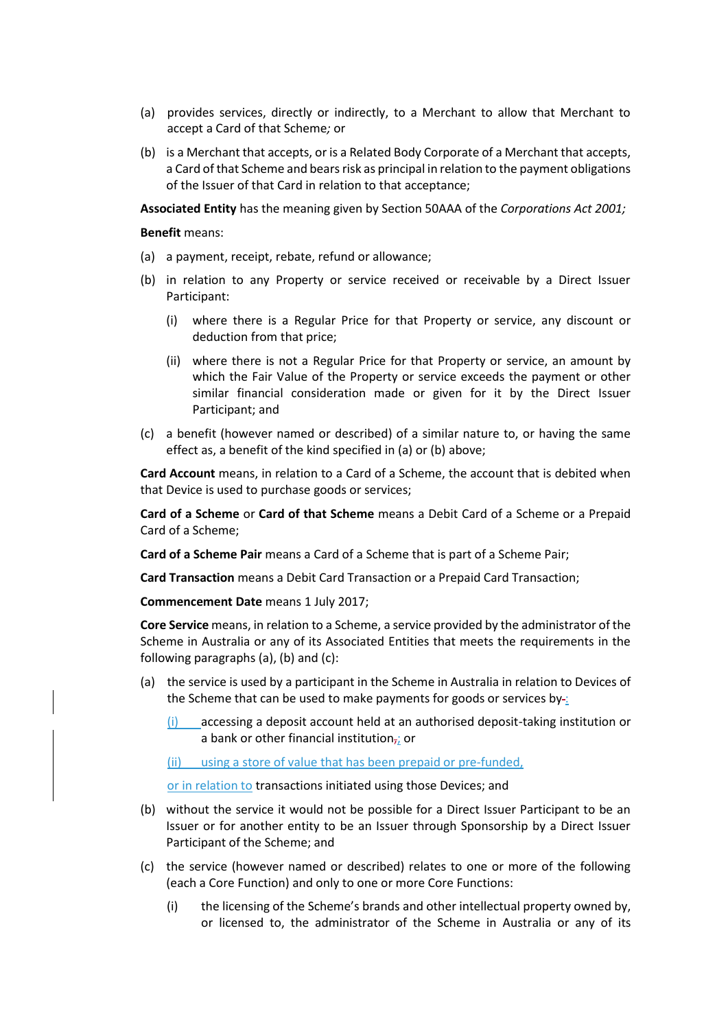(a) provides services, directly or indirectly, to a Merchant to allow that Merchant to accept a Card of that Scheme*;* or

(b) is a Merchant that accepts, or is a Related Body Corporate of a Merchant that accepts, a Card of that Scheme and bears risk as principal in relation to the payment obligations of the Issuer of that Card in relation to that acceptance;

**Associated Entity** has the meaning given by Section 50AAA of the *Corporations Act 2001;*

**Benefit** means:

(a) a payment, receipt, rebate, refund or allowance;

(b) in relation to any Property or service received or receivable by a Direct Issuer Participant:

  (i) where there is a Regular Price for that Property or service, any discount or deduction from that price;

  (ii) where there is not a Regular Price for that Property or service, an amount by which the Fair Value of the Property or service exceeds the payment or other similar financial consideration made or given for it by the Direct Issuer Participant; and

(c) a benefit (however named or described) of a similar nature to, or having the same effect as, a benefit of the kind specified in (a) or (b) above;

**Card Account** means, in relation to a Card of a Scheme, the account that is debited when that Device is used to purchase goods or services;

**Card of a Scheme** or **Card of that Scheme** means a Debit Card of a Scheme or a Prepaid Card of a Scheme;

**Card of a Scheme Pair** means a Card of a Scheme that is part of a Scheme Pair;

**Card Transaction** means a Debit Card Transaction or a Prepaid Card Transaction;

**Commencement Date** means 1 July 2017;

**Core Service** means, in relation to a Scheme, a service provided by the administrator of the Scheme in Australia or any of its Associated Entities that meets the requirements in the following paragraphs (a), (b) and (c):

(a) the service is used by a participant in the Scheme in Australia in relation to Devices of the Scheme that can be used to make payments for goods or services by-:

  (i) accessing a deposit account held at an authorised deposit-taking institution or a bank or other financial institution,; or

  (ii) using a store of value that has been prepaid or pre-funded,

  or in relation to transactions initiated using those Devices; and

(b) without the service it would not be possible for a Direct Issuer Participant to be an Issuer or for another entity to be an Issuer through Sponsorship by a Direct Issuer Participant of the Scheme; and

(c) the service (however named or described) relates to one or more of the following (each a Core Function) and only to one or more Core Functions:

  (i) the licensing of the Scheme's brands and other intellectual property owned by, or licensed to, the administrator of the Scheme in Australia or any of its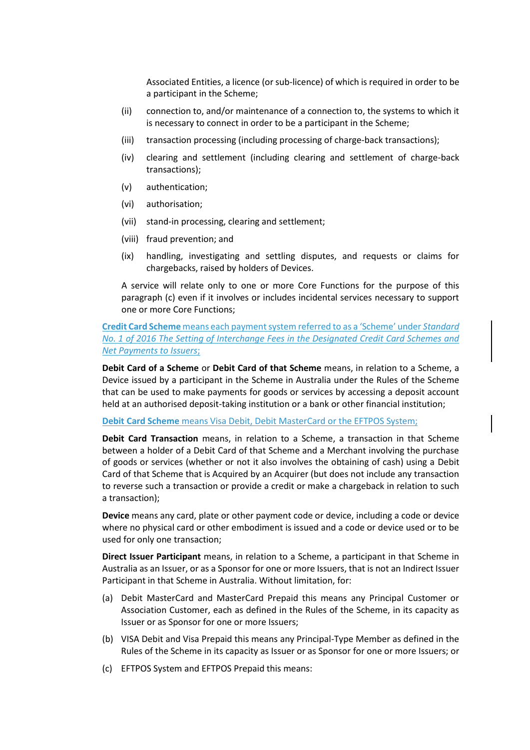Associated Entities, a licence (or sub-licence) of which is required in order to be a participant in the Scheme;

(ii) connection to, and/or maintenance of a connection to, the systems to which it is necessary to connect in order to be a participant in the Scheme;

(iii) transaction processing (including processing of charge-back transactions);

(iv) clearing and settlement (including clearing and settlement of charge-back transactions);

(v) authentication;

(vi) authorisation;

(vii) stand-in processing, clearing and settlement;

(viii) fraud prevention; and

(ix) handling, investigating and settling disputes, and requests or claims for chargebacks, raised by holders of Devices.

A service will relate only to one or more Core Functions for the purpose of this paragraph (c) even if it involves or includes incidental services necessary to support one or more Core Functions;

**Credit Card Scheme** means each payment system referred to as a 'Scheme' under *Standard No. 1 of 2016 The Setting of Interchange Fees in the Designated Credit Card Schemes and Net Payments to Issuers;*

**Debit Card of a Scheme** or **Debit Card of that Scheme** means, in relation to a Scheme, a Device issued by a participant in the Scheme in Australia under the Rules of the Scheme that can be used to make payments for goods or services by accessing a deposit account held at an authorised deposit-taking institution or a bank or other financial institution;

**Debit Card Scheme** means Visa Debit, Debit MasterCard or the EFTPOS System;

**Debit Card Transaction** means, in relation to a Scheme, a transaction in that Scheme between a holder of a Debit Card of that Scheme and a Merchant involving the purchase of goods or services (whether or not it also involves the obtaining of cash) using a Debit Card of that Scheme that is Acquired by an Acquirer (but does not include any transaction to reverse such a transaction or provide a credit or make a chargeback in relation to such a transaction);

**Device** means any card, plate or other payment code or device, including a code or device where no physical card or other embodiment is issued and a code or device used or to be used for only one transaction;

**Direct Issuer Participant** means, in relation to a Scheme, a participant in that Scheme in Australia as an Issuer, or as a Sponsor for one or more Issuers, that is not an Indirect Issuer Participant in that Scheme in Australia. Without limitation, for:

(a) Debit MasterCard and MasterCard Prepaid this means any Principal Customer or Association Customer, each as defined in the Rules of the Scheme, in its capacity as Issuer or as Sponsor for one or more Issuers;

(b) VISA Debit and Visa Prepaid this means any Principal-Type Member as defined in the Rules of the Scheme in its capacity as Issuer or as Sponsor for one or more Issuers; or

(c) EFTPOS System and EFTPOS Prepaid this means: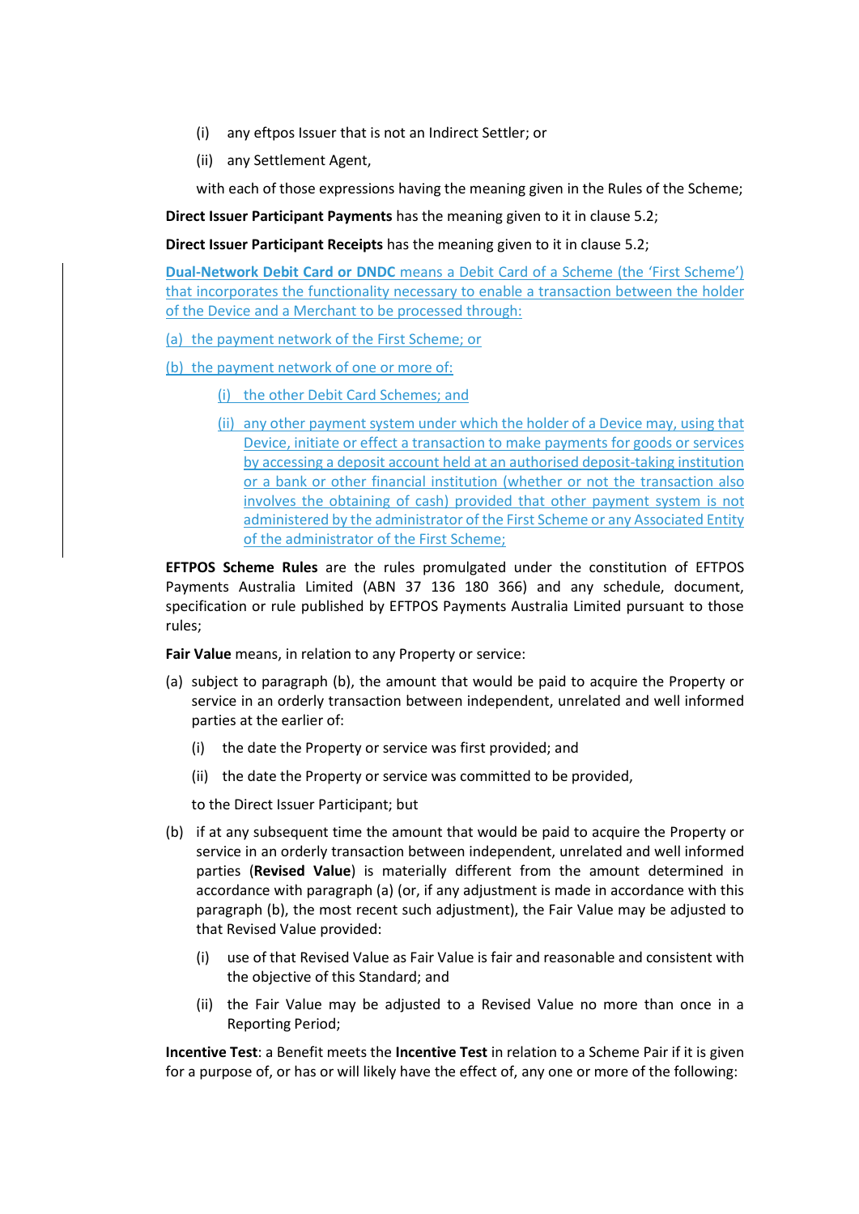(i) any eftpos Issuer that is not an Indirect Settler; or

(ii) any Settlement Agent,

with each of those expressions having the meaning given in the Rules of the Scheme;

**Direct Issuer Participant Payments** has the meaning given to it in clause 5.2;

**Direct Issuer Participant Receipts** has the meaning given to it in clause 5.2;

**Dual-Network Debit Card or DNDC** means a Debit Card of a Scheme (the 'First Scheme') that incorporates the functionality necessary to enable a transaction between the holder of the Device and a Merchant to be processed through:

(a) the payment network of the First Scheme; or

(b) the payment network of one or more of:

   (i) the other Debit Card Schemes; and

   (ii) any other payment system under which the holder of a Device may, using that Device, initiate or effect a transaction to make payments for goods or services by accessing a deposit account held at an authorised deposit-taking institution or a bank or other financial institution (whether or not the transaction also involves the obtaining of cash) provided that other payment system is not administered by the administrator of the First Scheme or any Associated Entity of the administrator of the First Scheme;

**EFTPOS Scheme Rules** are the rules promulgated under the constitution of EFTPOS Payments Australia Limited (ABN 37 136 180 366) and any schedule, document, specification or rule published by EFTPOS Payments Australia Limited pursuant to those rules;

**Fair Value** means, in relation to any Property or service:

(a) subject to paragraph (b), the amount that would be paid to acquire the Property or service in an orderly transaction between independent, unrelated and well informed parties at the earlier of:

   (i) the date the Property or service was first provided; and

   (ii) the date the Property or service was committed to be provided,

   to the Direct Issuer Participant; but

(b) if at any subsequent time the amount that would be paid to acquire the Property or service in an orderly transaction between independent, unrelated and well informed parties (**Revised Value**) is materially different from the amount determined in accordance with paragraph (a) (or, if any adjustment is made in accordance with this paragraph (b), the most recent such adjustment), the Fair Value may be adjusted to that Revised Value provided:

   (i) use of that Revised Value as Fair Value is fair and reasonable and consistent with the objective of this Standard; and

   (ii) the Fair Value may be adjusted to a Revised Value no more than once in a Reporting Period;

**Incentive Test**: a Benefit meets the **Incentive Test** in relation to a Scheme Pair if it is given for a purpose of, or has or will likely have the effect of, any one or more of the following: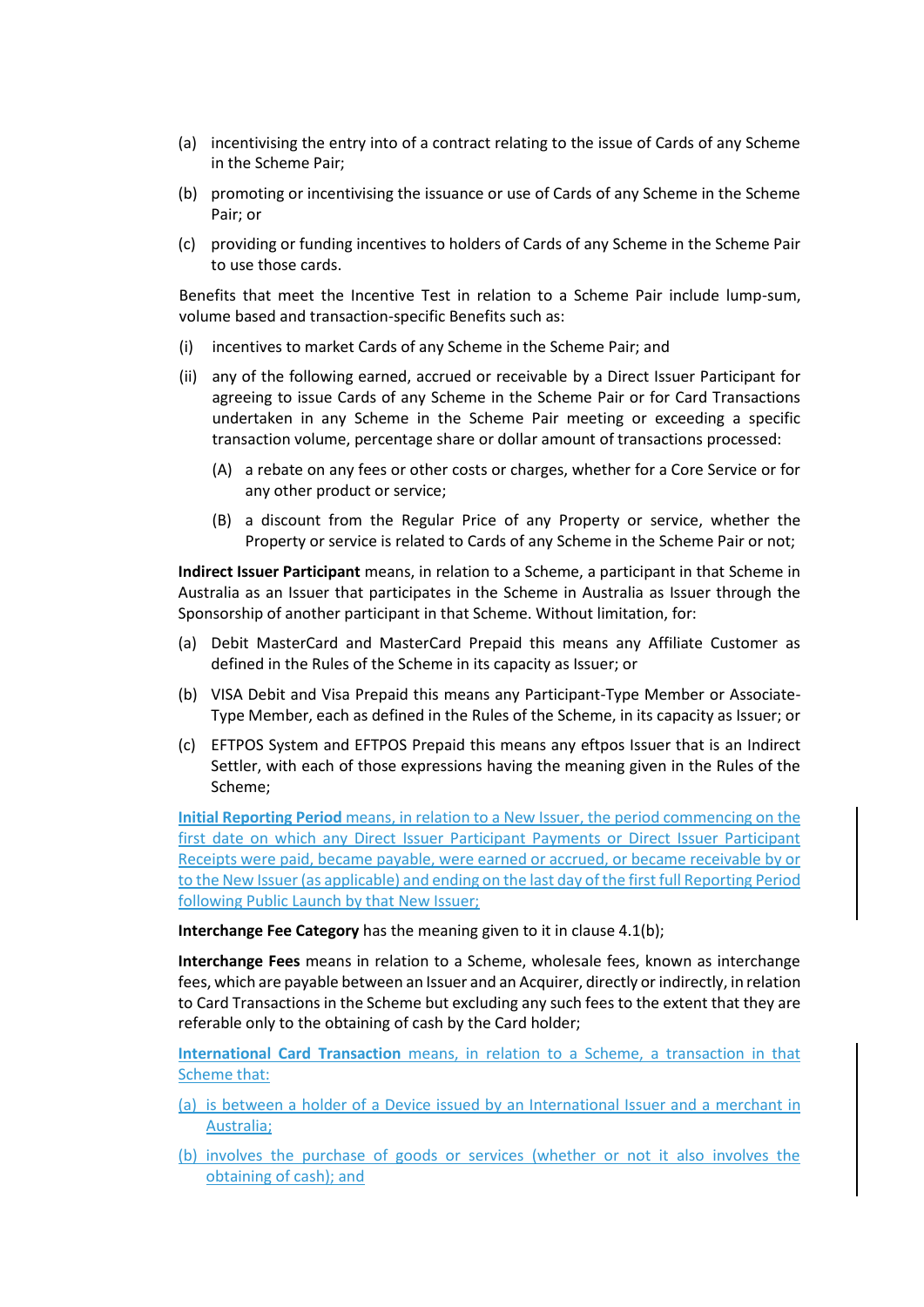(a) incentivising the entry into of a contract relating to the issue of Cards of any Scheme in the Scheme Pair;

(b) promoting or incentivising the issuance or use of Cards of any Scheme in the Scheme Pair; or

(c) providing or funding incentives to holders of Cards of any Scheme in the Scheme Pair to use those cards.

Benefits that meet the Incentive Test in relation to a Scheme Pair include lump-sum, volume based and transaction-specific Benefits such as:

(i) incentives to market Cards of any Scheme in the Scheme Pair; and

(ii) any of the following earned, accrued or receivable by a Direct Issuer Participant for agreeing to issue Cards of any Scheme in the Scheme Pair or for Card Transactions undertaken in any Scheme in the Scheme Pair meeting or exceeding a specific transaction volume, percentage share or dollar amount of transactions processed:

  (A) a rebate on any fees or other costs or charges, whether for a Core Service or for any other product or service;

  (B) a discount from the Regular Price of any Property or service, whether the Property or service is related to Cards of any Scheme in the Scheme Pair or not;

**Indirect Issuer Participant** means, in relation to a Scheme, a participant in that Scheme in Australia as an Issuer that participates in the Scheme in Australia as Issuer through the Sponsorship of another participant in that Scheme. Without limitation, for:

(a) Debit MasterCard and MasterCard Prepaid this means any Affiliate Customer as defined in the Rules of the Scheme in its capacity as Issuer; or

(b) VISA Debit and Visa Prepaid this means any Participant-Type Member or Associate-Type Member, each as defined in the Rules of the Scheme, in its capacity as Issuer; or

(c) EFTPOS System and EFTPOS Prepaid this means any eftpos Issuer that is an Indirect Settler, with each of those expressions having the meaning given in the Rules of the Scheme;

**Initial Reporting Period** means, in relation to a New Issuer, the period commencing on the first date on which any Direct Issuer Participant Payments or Direct Issuer Participant Receipts were paid, became payable, were earned or accrued, or became receivable by or to the New Issuer (as applicable) and ending on the last day of the first full Reporting Period following Public Launch by that New Issuer;

**Interchange Fee Category** has the meaning given to it in clause 4.1(b);

**Interchange Fees** means in relation to a Scheme, wholesale fees, known as interchange fees, which are payable between an Issuer and an Acquirer, directly or indirectly, in relation to Card Transactions in the Scheme but excluding any such fees to the extent that they are referable only to the obtaining of cash by the Card holder;

**International Card Transaction** means, in relation to a Scheme, a transaction in that Scheme that:

(a) is between a holder of a Device issued by an International Issuer and a merchant in Australia;

(b) involves the purchase of goods or services (whether or not it also involves the obtaining of cash); and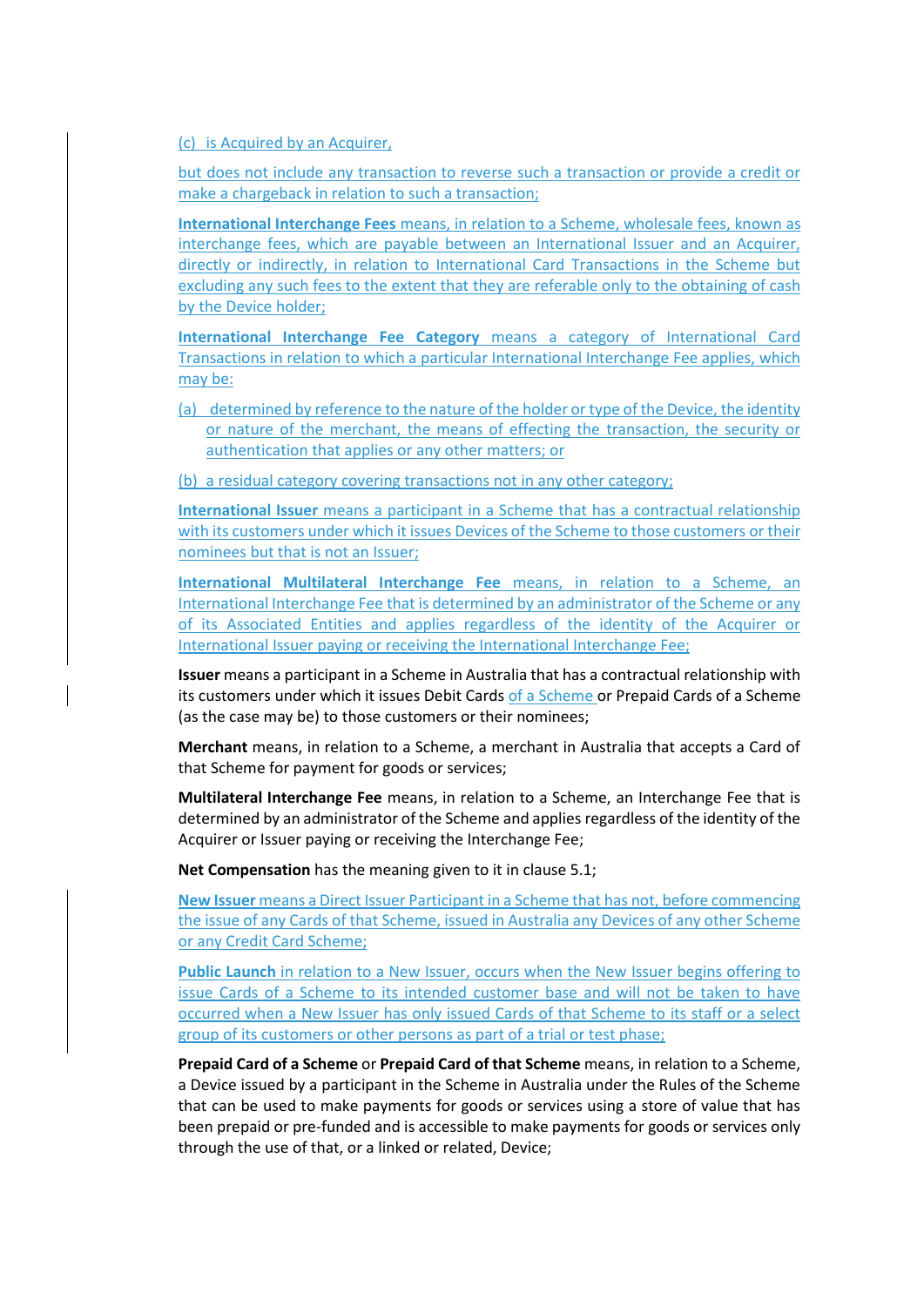(c) is Acquired by an Acquirer,

but does not include any transaction to reverse such a transaction or provide a credit or make a chargeback in relation to such a transaction;

**International Interchange Fees** means, in relation to a Scheme, wholesale fees, known as interchange fees, which are payable between an International Issuer and an Acquirer, directly or indirectly, in relation to International Card Transactions in the Scheme but excluding any such fees to the extent that they are referable only to the obtaining of cash by the Device holder;

**International Interchange Fee Category** means a category of International Card Transactions in relation to which a particular International Interchange Fee applies, which may be:

(a) determined by reference to the nature of the holder or type of the Device, the identity or nature of the merchant, the means of effecting the transaction, the security or authentication that applies or any other matters; or

(b) a residual category covering transactions not in any other category;

**International Issuer** means a participant in a Scheme that has a contractual relationship with its customers under which it issues Devices of the Scheme to those customers or their nominees but that is not an Issuer;

**International Multilateral Interchange Fee** means, in relation to a Scheme, an International Interchange Fee that is determined by an administrator of the Scheme or any of its Associated Entities and applies regardless of the identity of the Acquirer or International Issuer paying or receiving the International Interchange Fee;

**Issuer** means a participant in a Scheme in Australia that has a contractual relationship with its customers under which it issues Debit Cards of a Scheme or Prepaid Cards of a Scheme (as the case may be) to those customers or their nominees;

**Merchant** means, in relation to a Scheme, a merchant in Australia that accepts a Card of that Scheme for payment for goods or services;

**Multilateral Interchange Fee** means, in relation to a Scheme, an Interchange Fee that is determined by an administrator of the Scheme and applies regardless of the identity of the Acquirer or Issuer paying or receiving the Interchange Fee;

**Net Compensation** has the meaning given to it in clause 5.1;

**New Issuer** means a Direct Issuer Participant in a Scheme that has not, before commencing the issue of any Cards of that Scheme, issued in Australia any Devices of any other Scheme or any Credit Card Scheme;

**Public Launch** in relation to a New Issuer, occurs when the New Issuer begins offering to issue Cards of a Scheme to its intended customer base and will not be taken to have occurred when a New Issuer has only issued Cards of that Scheme to its staff or a select group of its customers or other persons as part of a trial or test phase;

**Prepaid Card of a Scheme** or **Prepaid Card of that Scheme** means, in relation to a Scheme, a Device issued by a participant in the Scheme in Australia under the Rules of the Scheme that can be used to make payments for goods or services using a store of value that has been prepaid or pre-funded and is accessible to make payments for goods or services only through the use of that, or a linked or related, Device;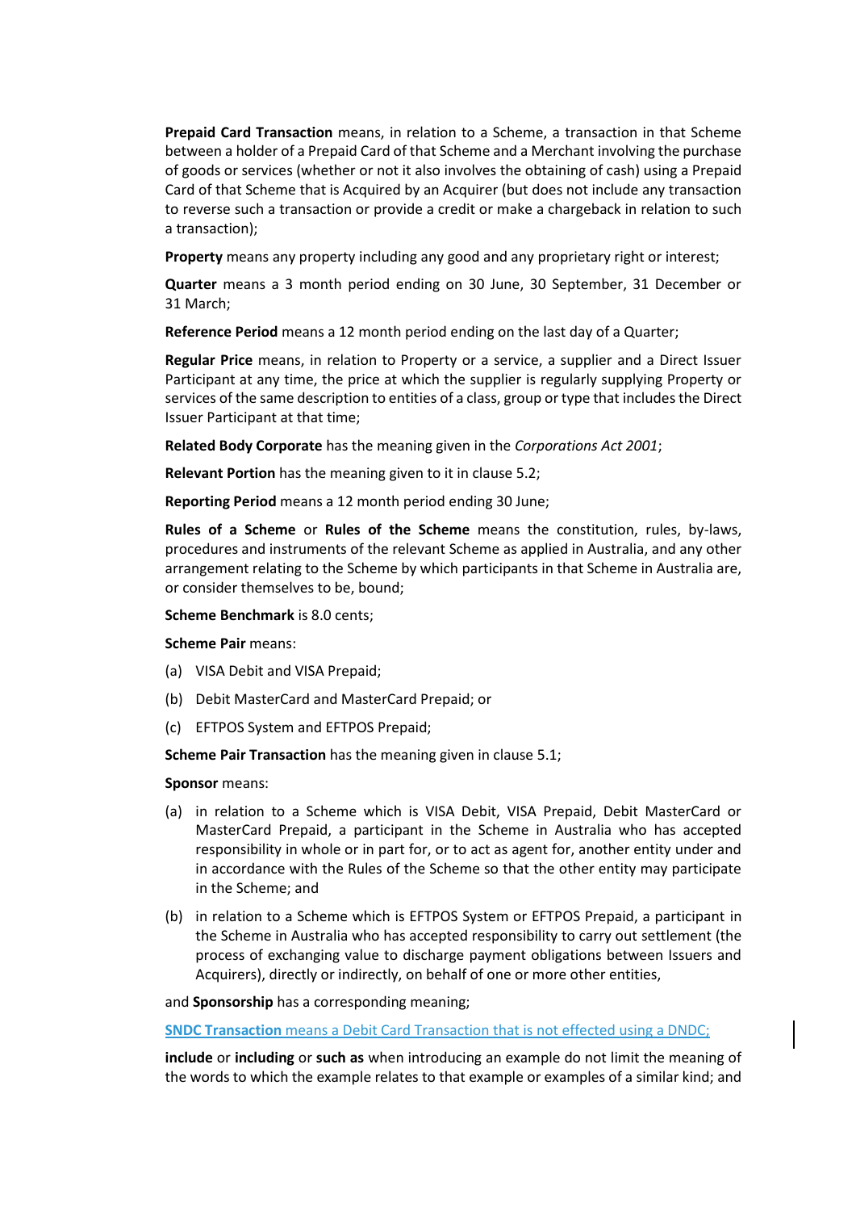**Prepaid Card Transaction** means, in relation to a Scheme, a transaction in that Scheme between a holder of a Prepaid Card of that Scheme and a Merchant involving the purchase of goods or services (whether or not it also involves the obtaining of cash) using a Prepaid Card of that Scheme that is Acquired by an Acquirer (but does not include any transaction to reverse such a transaction or provide a credit or make a chargeback in relation to such a transaction);

**Property** means any property including any good and any proprietary right or interest;

**Quarter** means a 3 month period ending on 30 June, 30 September, 31 December or 31 March;

**Reference Period** means a 12 month period ending on the last day of a Quarter;

**Regular Price** means, in relation to Property or a service, a supplier and a Direct Issuer Participant at any time, the price at which the supplier is regularly supplying Property or services of the same description to entities of a class, group or type that includes the Direct Issuer Participant at that time;

**Related Body Corporate** has the meaning given in the *Corporations Act 2001*;

**Relevant Portion** has the meaning given to it in clause 5.2;

**Reporting Period** means a 12 month period ending 30 June;

**Rules of a Scheme** or **Rules of the Scheme** means the constitution, rules, by-laws, procedures and instruments of the relevant Scheme as applied in Australia, and any other arrangement relating to the Scheme by which participants in that Scheme in Australia are, or consider themselves to be, bound;

**Scheme Benchmark** is 8.0 cents;

**Scheme Pair** means:

(a) VISA Debit and VISA Prepaid;

(b) Debit MasterCard and MasterCard Prepaid; or

(c) EFTPOS System and EFTPOS Prepaid;

**Scheme Pair Transaction** has the meaning given in clause 5.1;

**Sponsor** means:

(a) in relation to a Scheme which is VISA Debit, VISA Prepaid, Debit MasterCard or MasterCard Prepaid, a participant in the Scheme in Australia who has accepted responsibility in whole or in part for, or to act as agent for, another entity under and in accordance with the Rules of the Scheme so that the other entity may participate in the Scheme; and

(b) in relation to a Scheme which is EFTPOS System or EFTPOS Prepaid, a participant in the Scheme in Australia who has accepted responsibility to carry out settlement (the process of exchanging value to discharge payment obligations between Issuers and Acquirers), directly or indirectly, on behalf of one or more other entities,

and **Sponsorship** has a corresponding meaning;

**SNDC Transaction** means a Debit Card Transaction that is not effected using a DNDC;

**include** or **including** or **such as** when introducing an example do not limit the meaning of the words to which the example relates to that example or examples of a similar kind; and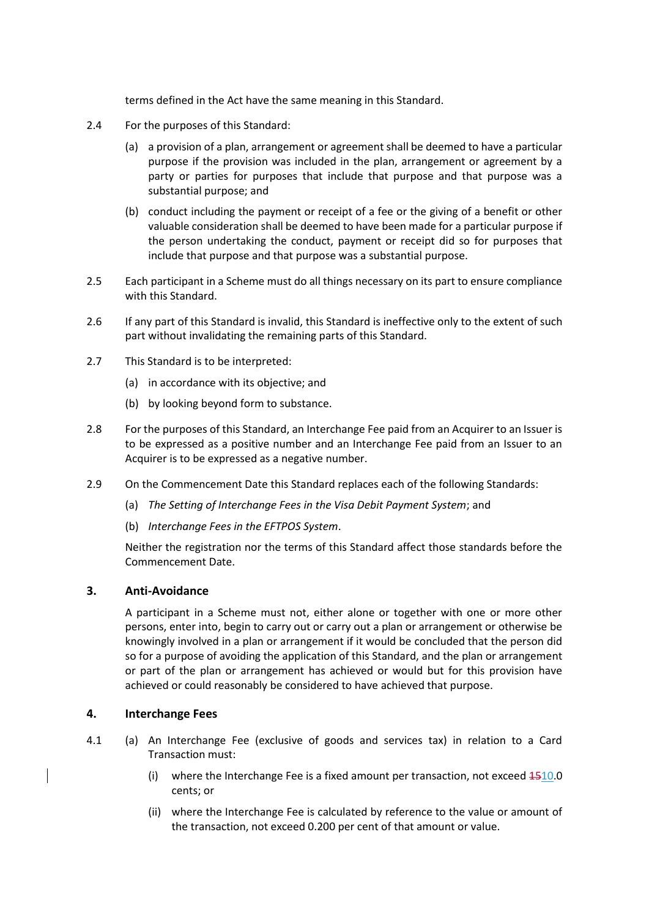terms defined in the Act have the same meaning in this Standard.

2.4 For the purposes of this Standard:

(a) a provision of a plan, arrangement or agreement shall be deemed to have a particular purpose if the provision was included in the plan, arrangement or agreement by a party or parties for purposes that include that purpose and that purpose was a substantial purpose; and

(b) conduct including the payment or receipt of a fee or the giving of a benefit or other valuable consideration shall be deemed to have been made for a particular purpose if the person undertaking the conduct, payment or receipt did so for purposes that include that purpose and that purpose was a substantial purpose.

2.5 Each participant in a Scheme must do all things necessary on its part to ensure compliance with this Standard.

2.6 If any part of this Standard is invalid, this Standard is ineffective only to the extent of such part without invalidating the remaining parts of this Standard.

2.7 This Standard is to be interpreted:

(a) in accordance with its objective; and

(b) by looking beyond form to substance.

2.8 For the purposes of this Standard, an Interchange Fee paid from an Acquirer to an Issuer is to be expressed as a positive number and an Interchange Fee paid from an Issuer to an Acquirer is to be expressed as a negative number.

2.9 On the Commencement Date this Standard replaces each of the following Standards:

(a) *The Setting of Interchange Fees in the Visa Debit Payment System*; and

(b) *Interchange Fees in the EFTPOS System*.

Neither the registration nor the terms of this Standard affect those standards before the Commencement Date.

## 3. Anti-Avoidance

A participant in a Scheme must not, either alone or together with one or more other persons, enter into, begin to carry out or carry out a plan or arrangement or otherwise be knowingly involved in a plan or arrangement if it would be concluded that the person did so for a purpose of avoiding the application of this Standard, and the plan or arrangement or part of the plan or arrangement has achieved or would but for this provision have achieved or could reasonably be considered to have achieved that purpose.

## 4. Interchange Fees

4.1 (a) An Interchange Fee (exclusive of goods and services tax) in relation to a Card Transaction must:

(i) where the Interchange Fee is a fixed amount per transaction, not exceed ~~15~~10.0 cents; or

(ii) where the Interchange Fee is calculated by reference to the value or amount of the transaction, not exceed 0.200 per cent of that amount or value.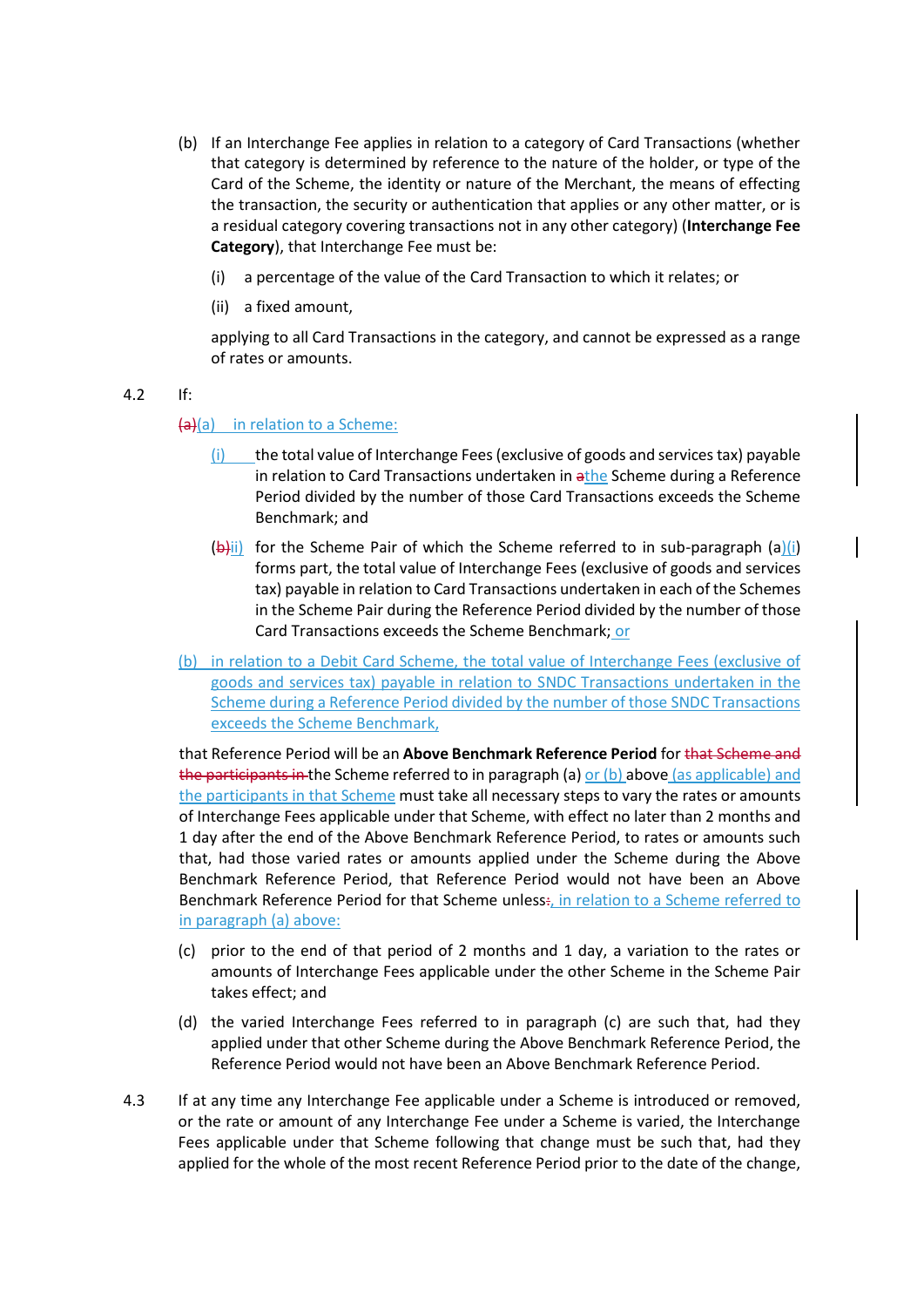(b) If an Interchange Fee applies in relation to a category of Card Transactions (whether that category is determined by reference to the nature of the holder, or type of the Card of the Scheme, the identity or nature of the Merchant, the means of effecting the transaction, the security or authentication that applies or any other matter, or is a residual category covering transactions not in any other category) (**Interchange Fee Category**), that Interchange Fee must be:

(i) a percentage of the value of the Card Transaction to which it relates; or

(ii) a fixed amount,

applying to all Card Transactions in the category, and cannot be expressed as a range of rates or amounts.

4.2 If:

~~(a)~~(a) in relation to a Scheme:

(i) the total value of Interchange Fees (exclusive of goods and services tax) payable in relation to Card Transactions undertaken in ~~a~~the Scheme during a Reference Period divided by the number of those Card Transactions exceeds the Scheme Benchmark; and

(~~b)~~ii) for the Scheme Pair of which the Scheme referred to in sub-paragraph (a)(i) forms part, the total value of Interchange Fees (exclusive of goods and services tax) payable in relation to Card Transactions undertaken in each of the Schemes in the Scheme Pair during the Reference Period divided by the number of those Card Transactions exceeds the Scheme Benchmark; or

(b) in relation to a Debit Card Scheme, the total value of Interchange Fees (exclusive of goods and services tax) payable in relation to SNDC Transactions undertaken in the Scheme during a Reference Period divided by the number of those SNDC Transactions exceeds the Scheme Benchmark,

that Reference Period will be an **Above Benchmark Reference Period** for ~~that Scheme and the participants in~~ the Scheme referred to in paragraph (a) or (b) above (as applicable) and the participants in that Scheme must take all necessary steps to vary the rates or amounts of Interchange Fees applicable under that Scheme, with effect no later than 2 months and 1 day after the end of the Above Benchmark Reference Period, to rates or amounts such that, had those varied rates or amounts applied under the Scheme during the Above Benchmark Reference Period, that Reference Period would not have been an Above Benchmark Reference Period for that Scheme unless~~:~~, in relation to a Scheme referred to in paragraph (a) above:

(c) prior to the end of that period of 2 months and 1 day, a variation to the rates or amounts of Interchange Fees applicable under the other Scheme in the Scheme Pair takes effect; and

(d) the varied Interchange Fees referred to in paragraph (c) are such that, had they applied under that other Scheme during the Above Benchmark Reference Period, the Reference Period would not have been an Above Benchmark Reference Period.

4.3 If at any time any Interchange Fee applicable under a Scheme is introduced or removed, or the rate or amount of any Interchange Fee under a Scheme is varied, the Interchange Fees applicable under that Scheme following that change must be such that, had they applied for the whole of the most recent Reference Period prior to the date of the change,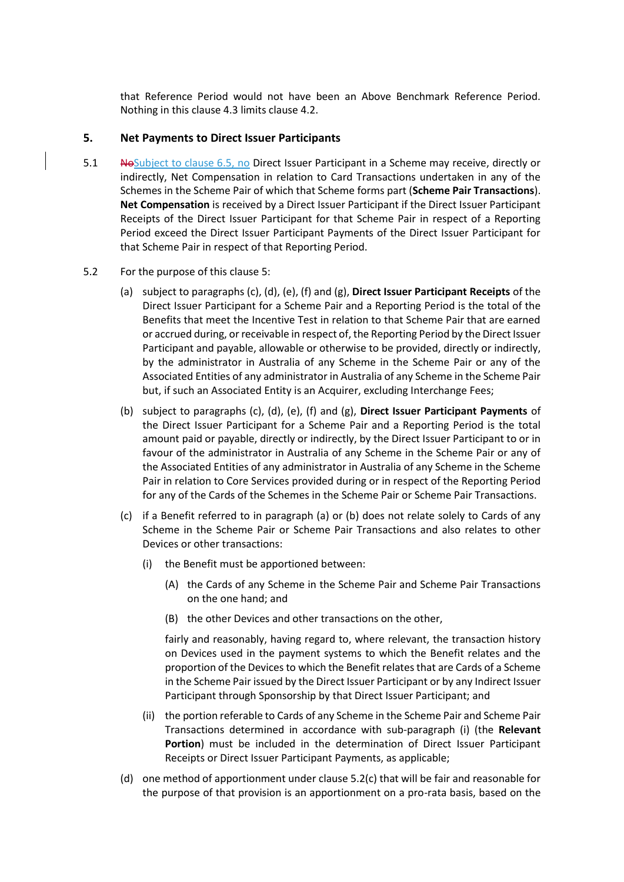that Reference Period would not have been an Above Benchmark Reference Period. Nothing in this clause 4.3 limits clause 4.2.

## 5. Net Payments to Direct Issuer Participants

5.1 ~~No~~Subject to clause 6.5, no Direct Issuer Participant in a Scheme may receive, directly or indirectly, Net Compensation in relation to Card Transactions undertaken in any of the Schemes in the Scheme Pair of which that Scheme forms part (**Scheme Pair Transactions**). **Net Compensation** is received by a Direct Issuer Participant if the Direct Issuer Participant Receipts of the Direct Issuer Participant for that Scheme Pair in respect of a Reporting Period exceed the Direct Issuer Participant Payments of the Direct Issuer Participant for that Scheme Pair in respect of that Reporting Period.

5.2 For the purpose of this clause 5:

(a) subject to paragraphs (c), (d), (e), (f) and (g), **Direct Issuer Participant Receipts** of the Direct Issuer Participant for a Scheme Pair and a Reporting Period is the total of the Benefits that meet the Incentive Test in relation to that Scheme Pair that are earned or accrued during, or receivable in respect of, the Reporting Period by the Direct Issuer Participant and payable, allowable or otherwise to be provided, directly or indirectly, by the administrator in Australia of any Scheme in the Scheme Pair or any of the Associated Entities of any administrator in Australia of any Scheme in the Scheme Pair but, if such an Associated Entity is an Acquirer, excluding Interchange Fees;

(b) subject to paragraphs (c), (d), (e), (f) and (g), **Direct Issuer Participant Payments** of the Direct Issuer Participant for a Scheme Pair and a Reporting Period is the total amount paid or payable, directly or indirectly, by the Direct Issuer Participant to or in favour of the administrator in Australia of any Scheme in the Scheme Pair or any of the Associated Entities of any administrator in Australia of any Scheme in the Scheme Pair in relation to Core Services provided during or in respect of the Reporting Period for any of the Cards of the Schemes in the Scheme Pair or Scheme Pair Transactions.

(c) if a Benefit referred to in paragraph (a) or (b) does not relate solely to Cards of any Scheme in the Scheme Pair or Scheme Pair Transactions and also relates to other Devices or other transactions:

(i) the Benefit must be apportioned between:

(A) the Cards of any Scheme in the Scheme Pair and Scheme Pair Transactions on the one hand; and

(B) the other Devices and other transactions on the other,

fairly and reasonably, having regard to, where relevant, the transaction history on Devices used in the payment systems to which the Benefit relates and the proportion of the Devices to which the Benefit relates that are Cards of a Scheme in the Scheme Pair issued by the Direct Issuer Participant or by any Indirect Issuer Participant through Sponsorship by that Direct Issuer Participant; and

(ii) the portion referable to Cards of any Scheme in the Scheme Pair and Scheme Pair Transactions determined in accordance with sub-paragraph (i) (the **Relevant Portion**) must be included in the determination of Direct Issuer Participant Receipts or Direct Issuer Participant Payments, as applicable;

(d) one method of apportionment under clause 5.2(c) that will be fair and reasonable for the purpose of that provision is an apportionment on a pro-rata basis, based on the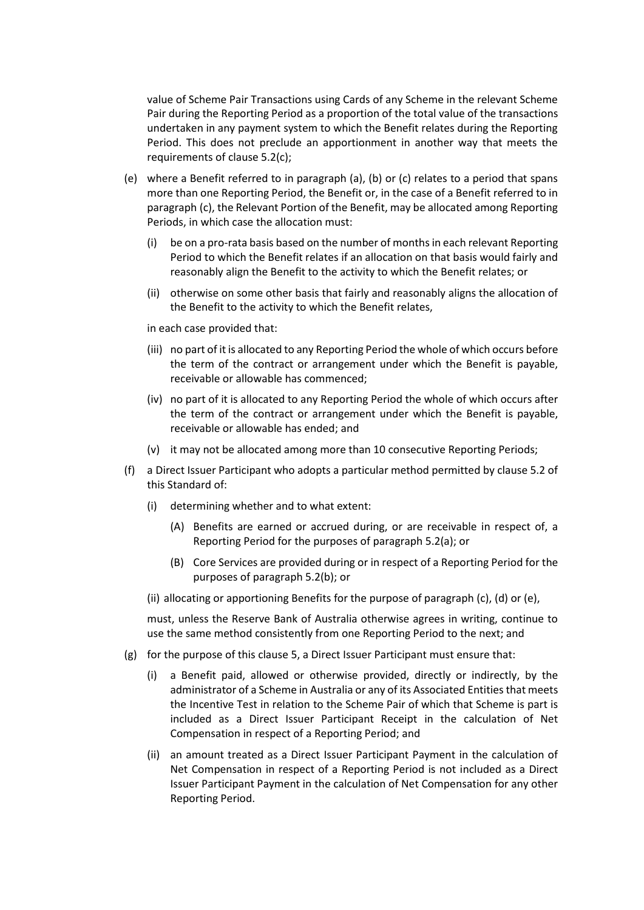value of Scheme Pair Transactions using Cards of any Scheme in the relevant Scheme Pair during the Reporting Period as a proportion of the total value of the transactions undertaken in any payment system to which the Benefit relates during the Reporting Period. This does not preclude an apportionment in another way that meets the requirements of clause 5.2(c);

(e) where a Benefit referred to in paragraph (a), (b) or (c) relates to a period that spans more than one Reporting Period, the Benefit or, in the case of a Benefit referred to in paragraph (c), the Relevant Portion of the Benefit, may be allocated among Reporting Periods, in which case the allocation must:

  (i) be on a pro-rata basis based on the number of months in each relevant Reporting Period to which the Benefit relates if an allocation on that basis would fairly and reasonably align the Benefit to the activity to which the Benefit relates; or

  (ii) otherwise on some other basis that fairly and reasonably aligns the allocation of the Benefit to the activity to which the Benefit relates,

  in each case provided that:

  (iii) no part of it is allocated to any Reporting Period the whole of which occurs before the term of the contract or arrangement under which the Benefit is payable, receivable or allowable has commenced;

  (iv) no part of it is allocated to any Reporting Period the whole of which occurs after the term of the contract or arrangement under which the Benefit is payable, receivable or allowable has ended; and

  (v) it may not be allocated among more than 10 consecutive Reporting Periods;

(f) a Direct Issuer Participant who adopts a particular method permitted by clause 5.2 of this Standard of:

  (i) determining whether and to what extent:

    (A) Benefits are earned or accrued during, or are receivable in respect of, a Reporting Period for the purposes of paragraph 5.2(a); or

    (B) Core Services are provided during or in respect of a Reporting Period for the purposes of paragraph 5.2(b); or

  (ii) allocating or apportioning Benefits for the purpose of paragraph (c), (d) or (e),

  must, unless the Reserve Bank of Australia otherwise agrees in writing, continue to use the same method consistently from one Reporting Period to the next; and

(g) for the purpose of this clause 5, a Direct Issuer Participant must ensure that:

  (i) a Benefit paid, allowed or otherwise provided, directly or indirectly, by the administrator of a Scheme in Australia or any of its Associated Entities that meets the Incentive Test in relation to the Scheme Pair of which that Scheme is part is included as a Direct Issuer Participant Receipt in the calculation of Net Compensation in respect of a Reporting Period; and

  (ii) an amount treated as a Direct Issuer Participant Payment in the calculation of Net Compensation in respect of a Reporting Period is not included as a Direct Issuer Participant Payment in the calculation of Net Compensation for any other Reporting Period.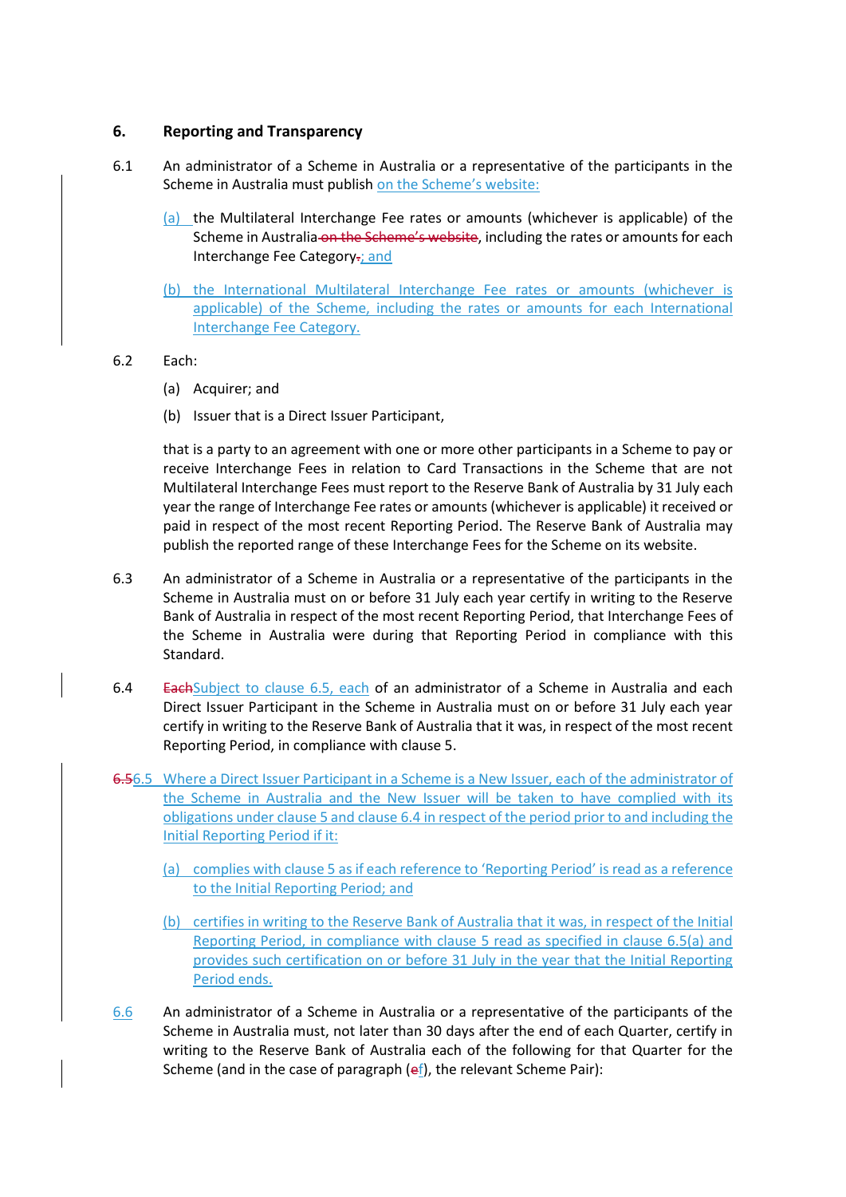## 6. Reporting and Transparency

6.1 An administrator of a Scheme in Australia or a representative of the participants in the Scheme in Australia must publish on the Scheme's website:

(a) the Multilateral Interchange Fee rates or amounts (whichever is applicable) of the Scheme in Australia ~~on the Scheme's website~~, including the rates or amounts for each Interchange Fee Category~~.~~; and

(b) the International Multilateral Interchange Fee rates or amounts (whichever is applicable) of the Scheme, including the rates or amounts for each International Interchange Fee Category.

6.2 Each:

(a) Acquirer; and

(b) Issuer that is a Direct Issuer Participant,

that is a party to an agreement with one or more other participants in a Scheme to pay or receive Interchange Fees in relation to Card Transactions in the Scheme that are not Multilateral Interchange Fees must report to the Reserve Bank of Australia by 31 July each year the range of Interchange Fee rates or amounts (whichever is applicable) it received or paid in respect of the most recent Reporting Period. The Reserve Bank of Australia may publish the reported range of these Interchange Fees for the Scheme on its website.

6.3 An administrator of a Scheme in Australia or a representative of the participants in the Scheme in Australia must on or before 31 July each year certify in writing to the Reserve Bank of Australia in respect of the most recent Reporting Period, that Interchange Fees of the Scheme in Australia were during that Reporting Period in compliance with this Standard.

6.4 ~~Each~~Subject to clause 6.5, each of an administrator of a Scheme in Australia and each Direct Issuer Participant in the Scheme in Australia must on or before 31 July each year certify in writing to the Reserve Bank of Australia that it was, in respect of the most recent Reporting Period, in compliance with clause 5.

~~6.5~~6.5 Where a Direct Issuer Participant in a Scheme is a New Issuer, each of the administrator of the Scheme in Australia and the New Issuer will be taken to have complied with its obligations under clause 5 and clause 6.4 in respect of the period prior to and including the Initial Reporting Period if it:

(a) complies with clause 5 as if each reference to 'Reporting Period' is read as a reference to the Initial Reporting Period; and

(b) certifies in writing to the Reserve Bank of Australia that it was, in respect of the Initial Reporting Period, in compliance with clause 5 read as specified in clause 6.5(a) and provides such certification on or before 31 July in the year that the Initial Reporting Period ends.

6.6 An administrator of a Scheme in Australia or a representative of the participants of the Scheme in Australia must, not later than 30 days after the end of each Quarter, certify in writing to the Reserve Bank of Australia each of the following for that Quarter for the Scheme (and in the case of paragraph (~~e~~f), the relevant Scheme Pair):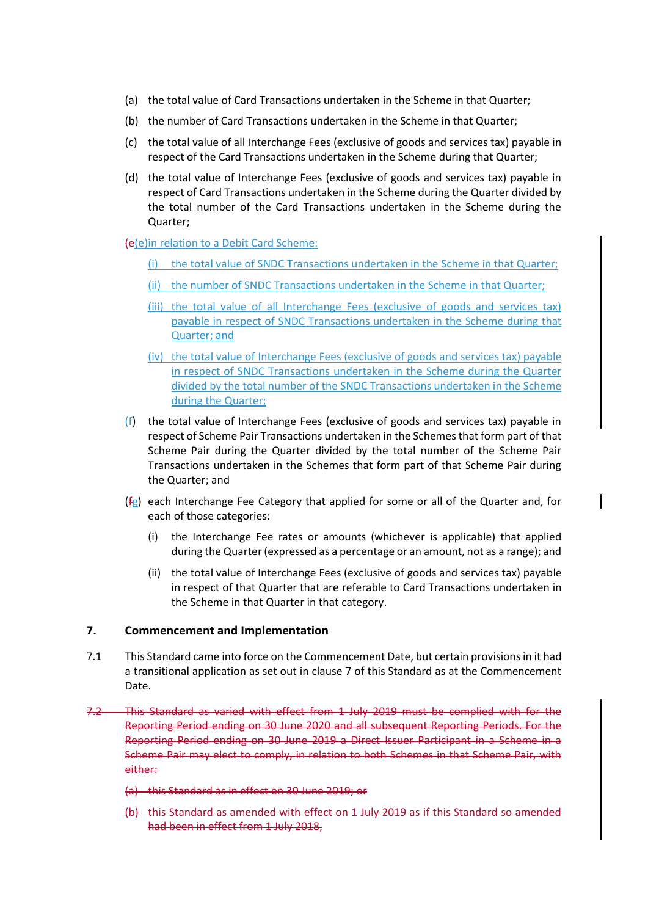(a) the total value of Card Transactions undertaken in the Scheme in that Quarter;

(b) the number of Card Transactions undertaken in the Scheme in that Quarter;

(c) the total value of all Interchange Fees (exclusive of goods and services tax) payable in respect of the Card Transactions undertaken in the Scheme during that Quarter;

(d) the total value of Interchange Fees (exclusive of goods and services tax) payable in respect of Card Transactions undertaken in the Scheme during the Quarter divided by the total number of the Card Transactions undertaken in the Scheme during the Quarter;

(e(e)in relation to a Debit Card Scheme:

(i) the total value of SNDC Transactions undertaken in the Scheme in that Quarter;

(ii) the number of SNDC Transactions undertaken in the Scheme in that Quarter;

(iii) the total value of all Interchange Fees (exclusive of goods and services tax) payable in respect of SNDC Transactions undertaken in the Scheme during that Quarter; and

(iv) the total value of Interchange Fees (exclusive of goods and services tax) payable in respect of SNDC Transactions undertaken in the Scheme during the Quarter divided by the total number of the SNDC Transactions undertaken in the Scheme during the Quarter;

(f) the total value of Interchange Fees (exclusive of goods and services tax) payable in respect of Scheme Pair Transactions undertaken in the Schemes that form part of that Scheme Pair during the Quarter divided by the total number of the Scheme Pair Transactions undertaken in the Schemes that form part of that Scheme Pair during the Quarter; and

(fg) each Interchange Fee Category that applied for some or all of the Quarter and, for each of those categories:

(i) the Interchange Fee rates or amounts (whichever is applicable) that applied during the Quarter (expressed as a percentage or an amount, not as a range); and

(ii) the total value of Interchange Fees (exclusive of goods and services tax) payable in respect of that Quarter that are referable to Card Transactions undertaken in the Scheme in that Quarter in that category.

## 7. Commencement and Implementation

7.1 This Standard came into force on the Commencement Date, but certain provisions in it had a transitional application as set out in clause 7 of this Standard as at the Commencement Date.

~~7.2 This Standard as varied with effect from 1 July 2019 must be complied with for the Reporting Period ending on 30 June 2020 and all subsequent Reporting Periods. For the Reporting Period ending on 30 June 2019 a Direct Issuer Participant in a Scheme in a Scheme Pair may elect to comply, in relation to both Schemes in that Scheme Pair, with either:~~

~~(a) this Standard as in effect on 30 June 2019; or~~

~~(b) this Standard as amended with effect on 1 July 2019 as if this Standard so amended had been in effect from 1 July 2018,~~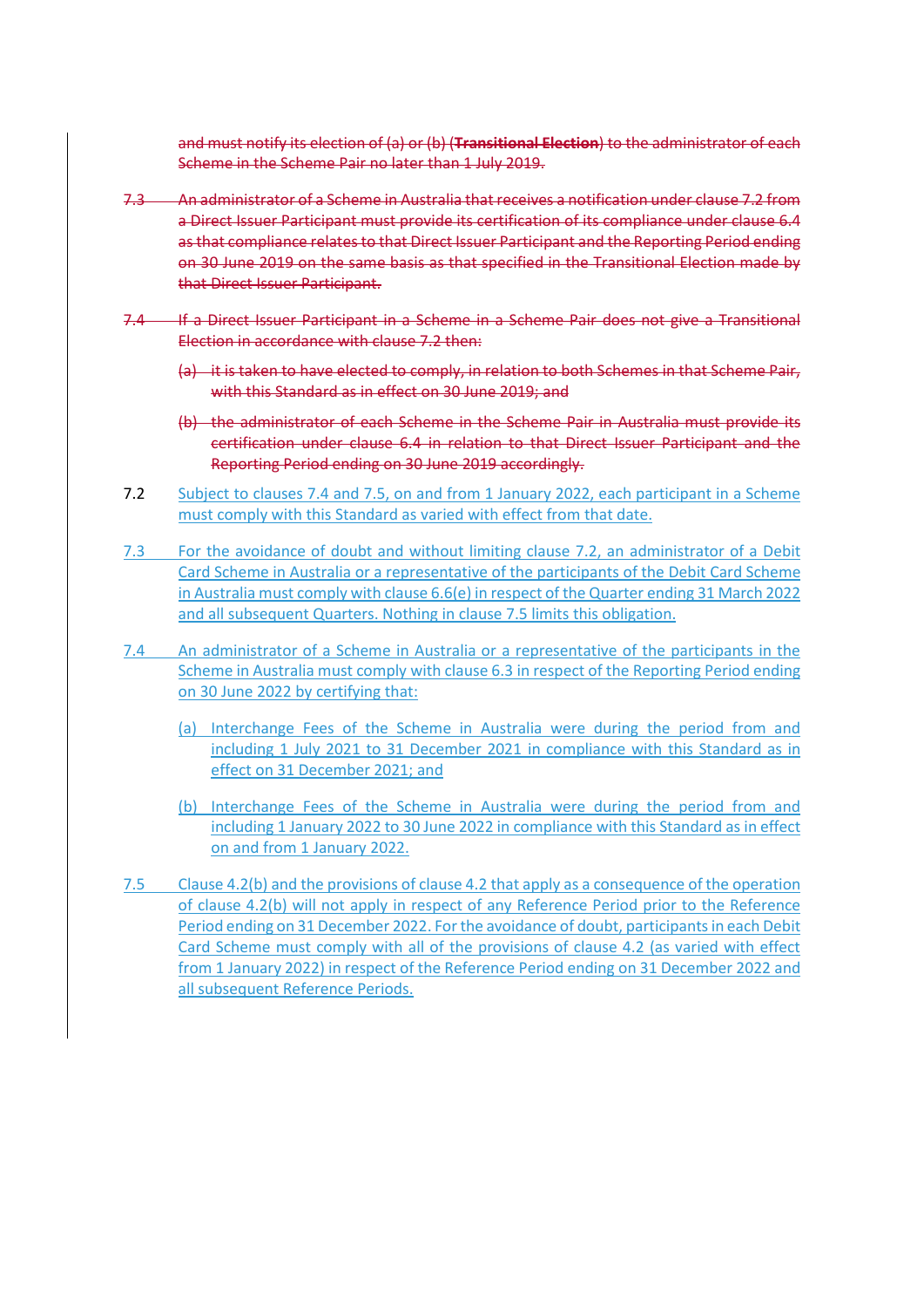~~and must notify its election of (a) or (b) (**Transitional Election**) to the administrator of each Scheme in the Scheme Pair no later than 1 July 2019.~~

~~7.3 An administrator of a Scheme in Australia that receives a notification under clause 7.2 from a Direct Issuer Participant must provide its certification of its compliance under clause 6.4 as that compliance relates to that Direct Issuer Participant and the Reporting Period ending on 30 June 2019 on the same basis as that specified in the Transitional Election made by that Direct Issuer Participant.~~

~~7.4 If a Direct Issuer Participant in a Scheme in a Scheme Pair does not give a Transitional Election in accordance with clause 7.2 then:~~

~~(a) it is taken to have elected to comply, in relation to both Schemes in that Scheme Pair, with this Standard as in effect on 30 June 2019; and~~

~~(b) the administrator of each Scheme in the Scheme Pair in Australia must provide its certification under clause 6.4 in relation to that Direct Issuer Participant and the Reporting Period ending on 30 June 2019 accordingly.~~

7.2 Subject to clauses 7.4 and 7.5, on and from 1 January 2022, each participant in a Scheme must comply with this Standard as varied with effect from that date.

7.3 For the avoidance of doubt and without limiting clause 7.2, an administrator of a Debit Card Scheme in Australia or a representative of the participants of the Debit Card Scheme in Australia must comply with clause 6.6(e) in respect of the Quarter ending 31 March 2022 and all subsequent Quarters. Nothing in clause 7.5 limits this obligation.

7.4 An administrator of a Scheme in Australia or a representative of the participants in the Scheme in Australia must comply with clause 6.3 in respect of the Reporting Period ending on 30 June 2022 by certifying that:

(a) Interchange Fees of the Scheme in Australia were during the period from and including 1 July 2021 to 31 December 2021 in compliance with this Standard as in effect on 31 December 2021; and

(b) Interchange Fees of the Scheme in Australia were during the period from and including 1 January 2022 to 30 June 2022 in compliance with this Standard as in effect on and from 1 January 2022.

7.5 Clause 4.2(b) and the provisions of clause 4.2 that apply as a consequence of the operation of clause 4.2(b) will not apply in respect of any Reference Period prior to the Reference Period ending on 31 December 2022. For the avoidance of doubt, participants in each Debit Card Scheme must comply with all of the provisions of clause 4.2 (as varied with effect from 1 January 2022) in respect of the Reference Period ending on 31 December 2022 and all subsequent Reference Periods.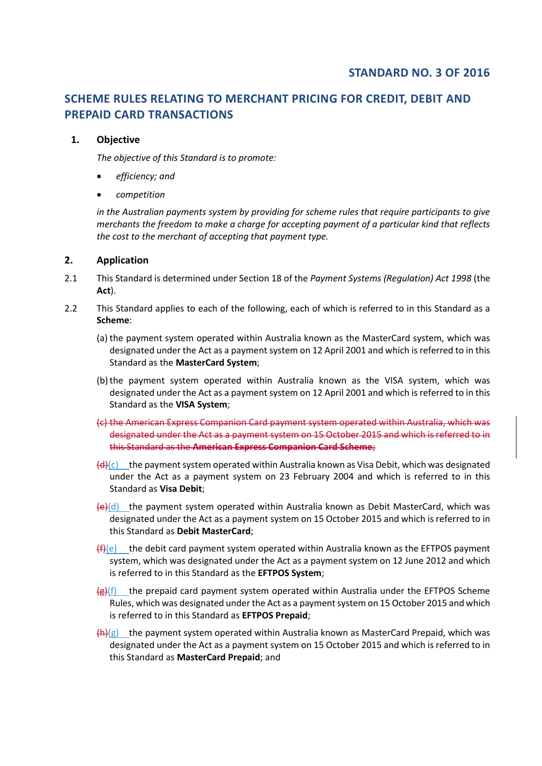## STANDARD NO. 3 OF 2016

## SCHEME RULES RELATING TO MERCHANT PRICING FOR CREDIT, DEBIT AND PREPAID CARD TRANSACTIONS

### 1. Objective

*The objective of this Standard is to promote:*

- *efficiency; and*
- *competition*

*in the Australian payments system by providing for scheme rules that require participants to give merchants the freedom to make a charge for accepting payment of a particular kind that reflects the cost to the merchant of accepting that payment type.*

### 2. Application

2.1 This Standard is determined under Section 18 of the *Payment Systems (Regulation) Act 1998* (the **Act**).

2.2 This Standard applies to each of the following, each of which is referred to in this Standard as a **Scheme**:

(a) the payment system operated within Australia known as the MasterCard system, which was designated under the Act as a payment system on 12 April 2001 and which is referred to in this Standard as the **MasterCard System**;

(b) the payment system operated within Australia known as the VISA system, which was designated under the Act as a payment system on 12 April 2001 and which is referred to in this Standard as the **VISA System**;

~~(c) the American Express Companion Card payment system operated within Australia, which was designated under the Act as a payment system on 15 October 2015 and which is referred to in this Standard as the **American Express Companion Card Scheme**;~~

~~(d)~~(c) the payment system operated within Australia known as Visa Debit, which was designated under the Act as a payment system on 23 February 2004 and which is referred to in this Standard as **Visa Debit**;

~~(e)~~(d) the payment system operated within Australia known as Debit MasterCard, which was designated under the Act as a payment system on 15 October 2015 and which is referred to in this Standard as **Debit MasterCard**;

~~(f)~~(e) the debit card payment system operated within Australia known as the EFTPOS payment system, which was designated under the Act as a payment system on 12 June 2012 and which is referred to in this Standard as the **EFTPOS System**;

~~(g)~~(f) the prepaid card payment system operated within Australia under the EFTPOS Scheme Rules, which was designated under the Act as a payment system on 15 October 2015 and which is referred to in this Standard as **EFTPOS Prepaid**;

~~(h)~~(g) the payment system operated within Australia known as MasterCard Prepaid, which was designated under the Act as a payment system on 15 October 2015 and which is referred to in this Standard as **MasterCard Prepaid**; and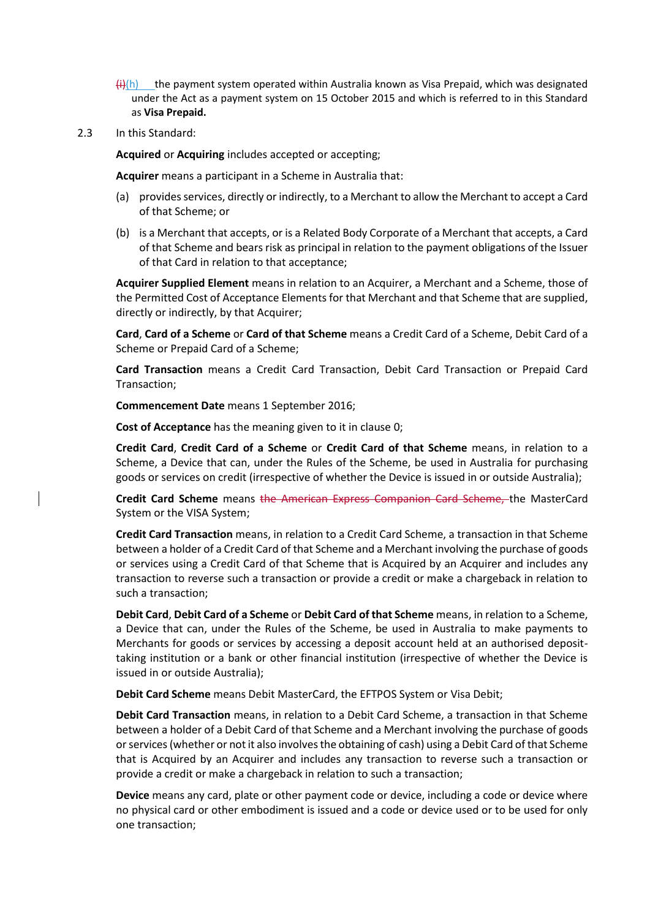~~(i)~~(h) the payment system operated within Australia known as Visa Prepaid, which was designated under the Act as a payment system on 15 October 2015 and which is referred to in this Standard as **Visa Prepaid.**

2.3 In this Standard:

**Acquired** or **Acquiring** includes accepted or accepting;

**Acquirer** means a participant in a Scheme in Australia that:

(a) provides services, directly or indirectly, to a Merchant to allow the Merchant to accept a Card of that Scheme; or

(b) is a Merchant that accepts, or is a Related Body Corporate of a Merchant that accepts, a Card of that Scheme and bears risk as principal in relation to the payment obligations of the Issuer of that Card in relation to that acceptance;

**Acquirer Supplied Element** means in relation to an Acquirer, a Merchant and a Scheme, those of the Permitted Cost of Acceptance Elements for that Merchant and that Scheme that are supplied, directly or indirectly, by that Acquirer;

**Card**, **Card of a Scheme** or **Card of that Scheme** means a Credit Card of a Scheme, Debit Card of a Scheme or Prepaid Card of a Scheme;

**Card Transaction** means a Credit Card Transaction, Debit Card Transaction or Prepaid Card Transaction;

**Commencement Date** means 1 September 2016;

**Cost of Acceptance** has the meaning given to it in clause 0;

**Credit Card**, **Credit Card of a Scheme** or **Credit Card of that Scheme** means, in relation to a Scheme, a Device that can, under the Rules of the Scheme, be used in Australia for purchasing goods or services on credit (irrespective of whether the Device is issued in or outside Australia);

**Credit Card Scheme** means ~~the American Express Companion Card Scheme,~~ the MasterCard System or the VISA System;

**Credit Card Transaction** means, in relation to a Credit Card Scheme, a transaction in that Scheme between a holder of a Credit Card of that Scheme and a Merchant involving the purchase of goods or services using a Credit Card of that Scheme that is Acquired by an Acquirer and includes any transaction to reverse such a transaction or provide a credit or make a chargeback in relation to such a transaction;

**Debit Card**, **Debit Card of a Scheme** or **Debit Card of that Scheme** means, in relation to a Scheme, a Device that can, under the Rules of the Scheme, be used in Australia to make payments to Merchants for goods or services by accessing a deposit account held at an authorised deposit-taking institution or a bank or other financial institution (irrespective of whether the Device is issued in or outside Australia);

**Debit Card Scheme** means Debit MasterCard, the EFTPOS System or Visa Debit;

**Debit Card Transaction** means, in relation to a Debit Card Scheme, a transaction in that Scheme between a holder of a Debit Card of that Scheme and a Merchant involving the purchase of goods or services (whether or not it also involves the obtaining of cash) using a Debit Card of that Scheme that is Acquired by an Acquirer and includes any transaction to reverse such a transaction or provide a credit or make a chargeback in relation to such a transaction;

**Device** means any card, plate or other payment code or device, including a code or device where no physical card or other embodiment is issued and a code or device used or to be used for only one transaction;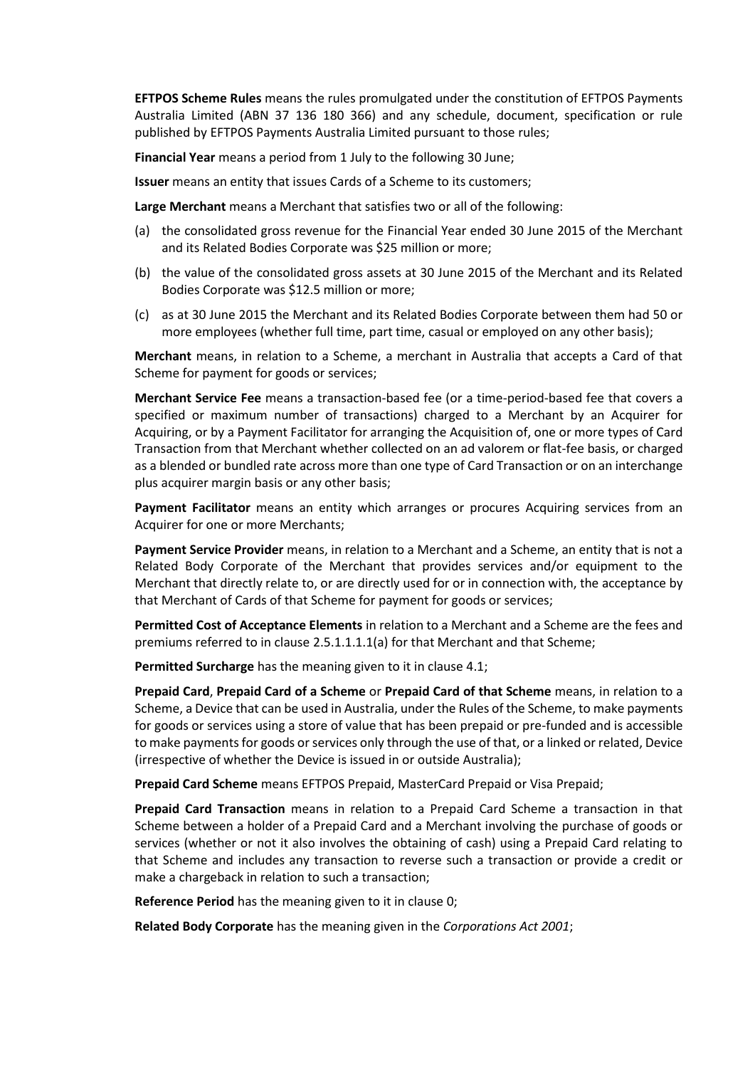**EFTPOS Scheme Rules** means the rules promulgated under the constitution of EFTPOS Payments Australia Limited (ABN 37 136 180 366) and any schedule, document, specification or rule published by EFTPOS Payments Australia Limited pursuant to those rules;

**Financial Year** means a period from 1 July to the following 30 June;

**Issuer** means an entity that issues Cards of a Scheme to its customers;

**Large Merchant** means a Merchant that satisfies two or all of the following:

(a) the consolidated gross revenue for the Financial Year ended 30 June 2015 of the Merchant and its Related Bodies Corporate was $25 million or more;

(b) the value of the consolidated gross assets at 30 June 2015 of the Merchant and its Related Bodies Corporate was $12.5 million or more;

(c) as at 30 June 2015 the Merchant and its Related Bodies Corporate between them had 50 or more employees (whether full time, part time, casual or employed on any other basis);

**Merchant** means, in relation to a Scheme, a merchant in Australia that accepts a Card of that Scheme for payment for goods or services;

**Merchant Service Fee** means a transaction-based fee (or a time-period-based fee that covers a specified or maximum number of transactions) charged to a Merchant by an Acquirer for Acquiring, or by a Payment Facilitator for arranging the Acquisition of, one or more types of Card Transaction from that Merchant whether collected on an ad valorem or flat-fee basis, or charged as a blended or bundled rate across more than one type of Card Transaction or on an interchange plus acquirer margin basis or any other basis;

**Payment Facilitator** means an entity which arranges or procures Acquiring services from an Acquirer for one or more Merchants;

**Payment Service Provider** means, in relation to a Merchant and a Scheme, an entity that is not a Related Body Corporate of the Merchant that provides services and/or equipment to the Merchant that directly relate to, or are directly used for or in connection with, the acceptance by that Merchant of Cards of that Scheme for payment for goods or services;

**Permitted Cost of Acceptance Elements** in relation to a Merchant and a Scheme are the fees and premiums referred to in clause 2.5.1.1.1.1(a) for that Merchant and that Scheme;

**Permitted Surcharge** has the meaning given to it in clause 4.1;

**Prepaid Card**, **Prepaid Card of a Scheme** or **Prepaid Card of that Scheme** means, in relation to a Scheme, a Device that can be used in Australia, under the Rules of the Scheme, to make payments for goods or services using a store of value that has been prepaid or pre-funded and is accessible to make payments for goods or services only through the use of that, or a linked or related, Device (irrespective of whether the Device is issued in or outside Australia);

**Prepaid Card Scheme** means EFTPOS Prepaid, MasterCard Prepaid or Visa Prepaid;

**Prepaid Card Transaction** means in relation to a Prepaid Card Scheme a transaction in that Scheme between a holder of a Prepaid Card and a Merchant involving the purchase of goods or services (whether or not it also involves the obtaining of cash) using a Prepaid Card relating to that Scheme and includes any transaction to reverse such a transaction or provide a credit or make a chargeback in relation to such a transaction;

**Reference Period** has the meaning given to it in clause 0;

**Related Body Corporate** has the meaning given in the *Corporations Act 2001*;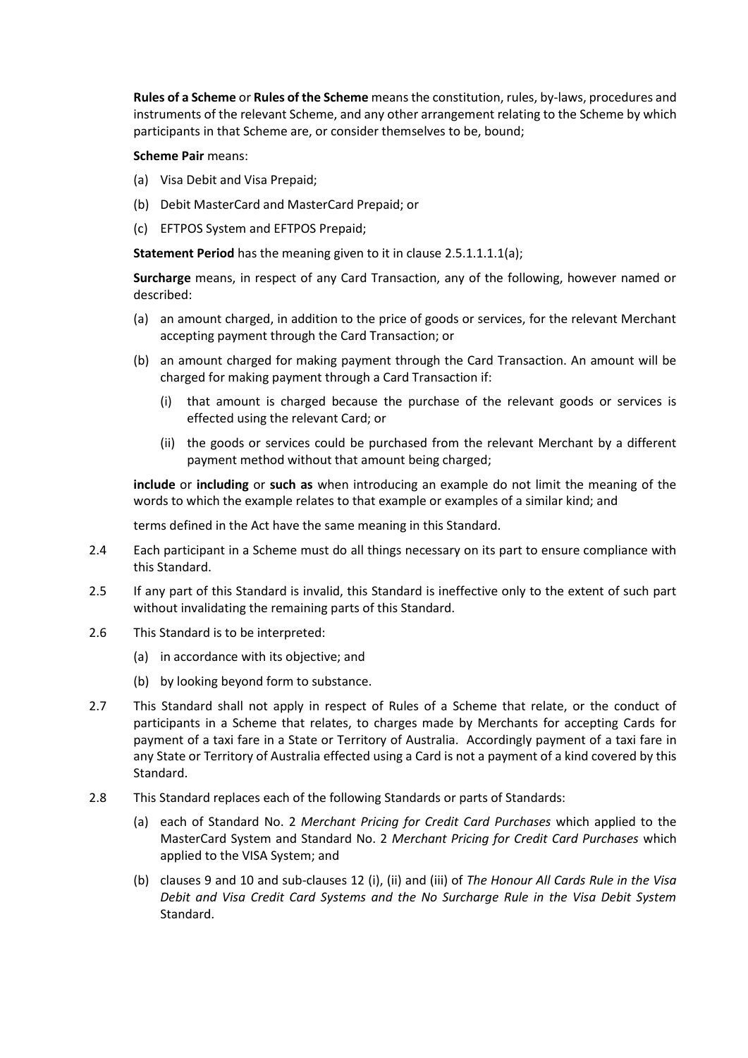**Rules of a Scheme** or **Rules of the Scheme** means the constitution, rules, by-laws, procedures and instruments of the relevant Scheme, and any other arrangement relating to the Scheme by which participants in that Scheme are, or consider themselves to be, bound;

**Scheme Pair** means:

(a) Visa Debit and Visa Prepaid;

(b) Debit MasterCard and MasterCard Prepaid; or

(c) EFTPOS System and EFTPOS Prepaid;

**Statement Period** has the meaning given to it in clause 2.5.1.1.1.1(a);

**Surcharge** means, in respect of any Card Transaction, any of the following, however named or described:

(a) an amount charged, in addition to the price of goods or services, for the relevant Merchant accepting payment through the Card Transaction; or

(b) an amount charged for making payment through the Card Transaction. An amount will be charged for making payment through a Card Transaction if:

  (i) that amount is charged because the purchase of the relevant goods or services is effected using the relevant Card; or

  (ii) the goods or services could be purchased from the relevant Merchant by a different payment method without that amount being charged;

**include** or **including** or **such as** when introducing an example do not limit the meaning of the words to which the example relates to that example or examples of a similar kind; and

terms defined in the Act have the same meaning in this Standard.

2.4 Each participant in a Scheme must do all things necessary on its part to ensure compliance with this Standard.

2.5 If any part of this Standard is invalid, this Standard is ineffective only to the extent of such part without invalidating the remaining parts of this Standard.

2.6 This Standard is to be interpreted:

(a) in accordance with its objective; and

(b) by looking beyond form to substance.

2.7 This Standard shall not apply in respect of Rules of a Scheme that relate, or the conduct of participants in a Scheme that relates, to charges made by Merchants for accepting Cards for payment of a taxi fare in a State or Territory of Australia. Accordingly payment of a taxi fare in any State or Territory of Australia effected using a Card is not a payment of a kind covered by this Standard.

2.8 This Standard replaces each of the following Standards or parts of Standards:

(a) each of Standard No. 2 *Merchant Pricing for Credit Card Purchases* which applied to the MasterCard System and Standard No. 2 *Merchant Pricing for Credit Card Purchases* which applied to the VISA System; and

(b) clauses 9 and 10 and sub-clauses 12 (i), (ii) and (iii) of *The Honour All Cards Rule in the Visa Debit and Visa Credit Card Systems and the No Surcharge Rule in the Visa Debit System* Standard.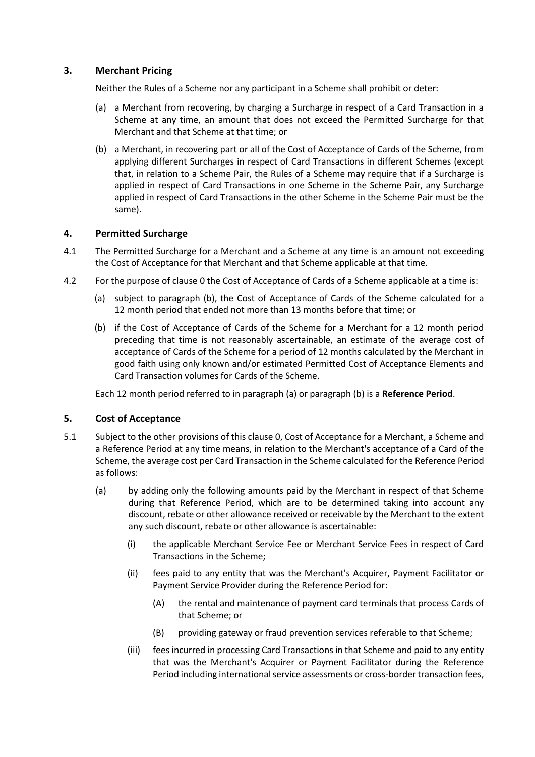## 3. Merchant Pricing

Neither the Rules of a Scheme nor any participant in a Scheme shall prohibit or deter:

(a) a Merchant from recovering, by charging a Surcharge in respect of a Card Transaction in a Scheme at any time, an amount that does not exceed the Permitted Surcharge for that Merchant and that Scheme at that time; or

(b) a Merchant, in recovering part or all of the Cost of Acceptance of Cards of the Scheme, from applying different Surcharges in respect of Card Transactions in different Schemes (except that, in relation to a Scheme Pair, the Rules of a Scheme may require that if a Surcharge is applied in respect of Card Transactions in one Scheme in the Scheme Pair, any Surcharge applied in respect of Card Transactions in the other Scheme in the Scheme Pair must be the same).

## 4. Permitted Surcharge

4.1 The Permitted Surcharge for a Merchant and a Scheme at any time is an amount not exceeding the Cost of Acceptance for that Merchant and that Scheme applicable at that time.

4.2 For the purpose of clause 0 the Cost of Acceptance of Cards of a Scheme applicable at a time is:

(a) subject to paragraph (b), the Cost of Acceptance of Cards of the Scheme calculated for a 12 month period that ended not more than 13 months before that time; or

(b) if the Cost of Acceptance of Cards of the Scheme for a Merchant for a 12 month period preceding that time is not reasonably ascertainable, an estimate of the average cost of acceptance of Cards of the Scheme for a period of 12 months calculated by the Merchant in good faith using only known and/or estimated Permitted Cost of Acceptance Elements and Card Transaction volumes for Cards of the Scheme.

Each 12 month period referred to in paragraph (a) or paragraph (b) is a **Reference Period**.

## 5. Cost of Acceptance

5.1 Subject to the other provisions of this clause 0, Cost of Acceptance for a Merchant, a Scheme and a Reference Period at any time means, in relation to the Merchant's acceptance of a Card of the Scheme, the average cost per Card Transaction in the Scheme calculated for the Reference Period as follows:

(a) by adding only the following amounts paid by the Merchant in respect of that Scheme during that Reference Period, which are to be determined taking into account any discount, rebate or other allowance received or receivable by the Merchant to the extent any such discount, rebate or other allowance is ascertainable:

(i) the applicable Merchant Service Fee or Merchant Service Fees in respect of Card Transactions in the Scheme;

(ii) fees paid to any entity that was the Merchant's Acquirer, Payment Facilitator or Payment Service Provider during the Reference Period for:

(A) the rental and maintenance of payment card terminals that process Cards of that Scheme; or

(B) providing gateway or fraud prevention services referable to that Scheme;

(iii) fees incurred in processing Card Transactions in that Scheme and paid to any entity that was the Merchant's Acquirer or Payment Facilitator during the Reference Period including international service assessments or cross-border transaction fees,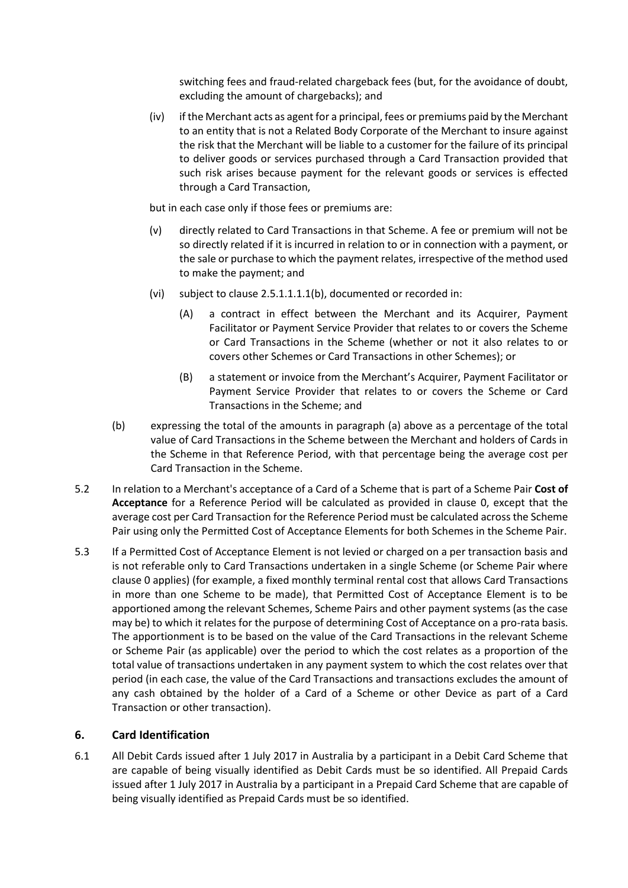switching fees and fraud-related chargeback fees (but, for the avoidance of doubt, excluding the amount of chargebacks); and

(iv) if the Merchant acts as agent for a principal, fees or premiums paid by the Merchant to an entity that is not a Related Body Corporate of the Merchant to insure against the risk that the Merchant will be liable to a customer for the failure of its principal to deliver goods or services purchased through a Card Transaction provided that such risk arises because payment for the relevant goods or services is effected through a Card Transaction,

but in each case only if those fees or premiums are:

(v) directly related to Card Transactions in that Scheme. A fee or premium will not be so directly related if it is incurred in relation to or in connection with a payment, or the sale or purchase to which the payment relates, irrespective of the method used to make the payment; and

(vi) subject to clause 2.5.1.1.1.1(b), documented or recorded in:

(A) a contract in effect between the Merchant and its Acquirer, Payment Facilitator or Payment Service Provider that relates to or covers the Scheme or Card Transactions in the Scheme (whether or not it also relates to or covers other Schemes or Card Transactions in other Schemes); or

(B) a statement or invoice from the Merchant's Acquirer, Payment Facilitator or Payment Service Provider that relates to or covers the Scheme or Card Transactions in the Scheme; and

(b) expressing the total of the amounts in paragraph (a) above as a percentage of the total value of Card Transactions in the Scheme between the Merchant and holders of Cards in the Scheme in that Reference Period, with that percentage being the average cost per Card Transaction in the Scheme.

5.2 In relation to a Merchant's acceptance of a Card of a Scheme that is part of a Scheme Pair **Cost of Acceptance** for a Reference Period will be calculated as provided in clause 0, except that the average cost per Card Transaction for the Reference Period must be calculated across the Scheme Pair using only the Permitted Cost of Acceptance Elements for both Schemes in the Scheme Pair.

5.3 If a Permitted Cost of Acceptance Element is not levied or charged on a per transaction basis and is not referable only to Card Transactions undertaken in a single Scheme (or Scheme Pair where clause 0 applies) (for example, a fixed monthly terminal rental cost that allows Card Transactions in more than one Scheme to be made), that Permitted Cost of Acceptance Element is to be apportioned among the relevant Schemes, Scheme Pairs and other payment systems (as the case may be) to which it relates for the purpose of determining Cost of Acceptance on a pro-rata basis. The apportionment is to be based on the value of the Card Transactions in the relevant Scheme or Scheme Pair (as applicable) over the period to which the cost relates as a proportion of the total value of transactions undertaken in any payment system to which the cost relates over that period (in each case, the value of the Card Transactions and transactions excludes the amount of any cash obtained by the holder of a Card of a Scheme or other Device as part of a Card Transaction or other transaction).

## 6. Card Identification

6.1 All Debit Cards issued after 1 July 2017 in Australia by a participant in a Debit Card Scheme that are capable of being visually identified as Debit Cards must be so identified. All Prepaid Cards issued after 1 July 2017 in Australia by a participant in a Prepaid Card Scheme that are capable of being visually identified as Prepaid Cards must be so identified.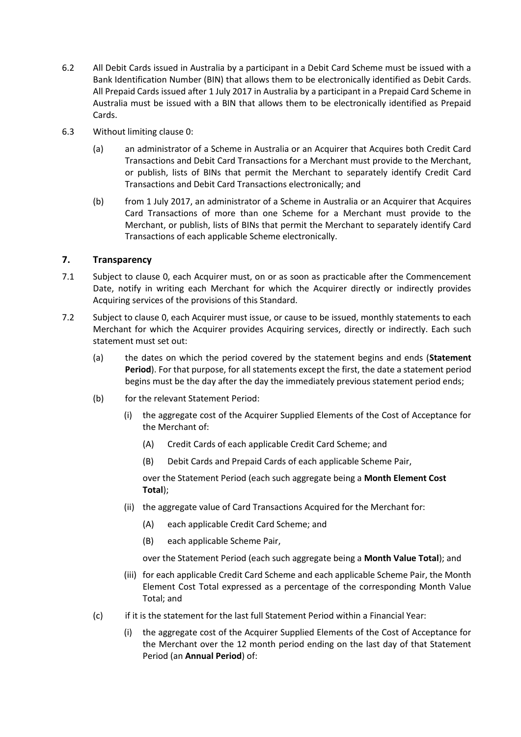6.2 All Debit Cards issued in Australia by a participant in a Debit Card Scheme must be issued with a Bank Identification Number (BIN) that allows them to be electronically identified as Debit Cards. All Prepaid Cards issued after 1 July 2017 in Australia by a participant in a Prepaid Card Scheme in Australia must be issued with a BIN that allows them to be electronically identified as Prepaid Cards.

6.3 Without limiting clause 0:

(a) an administrator of a Scheme in Australia or an Acquirer that Acquires both Credit Card Transactions and Debit Card Transactions for a Merchant must provide to the Merchant, or publish, lists of BINs that permit the Merchant to separately identify Credit Card Transactions and Debit Card Transactions electronically; and

(b) from 1 July 2017, an administrator of a Scheme in Australia or an Acquirer that Acquires Card Transactions of more than one Scheme for a Merchant must provide to the Merchant, or publish, lists of BINs that permit the Merchant to separately identify Card Transactions of each applicable Scheme electronically.

## 7. Transparency

7.1 Subject to clause 0, each Acquirer must, on or as soon as practicable after the Commencement Date, notify in writing each Merchant for which the Acquirer directly or indirectly provides Acquiring services of the provisions of this Standard.

7.2 Subject to clause 0, each Acquirer must issue, or cause to be issued, monthly statements to each Merchant for which the Acquirer provides Acquiring services, directly or indirectly. Each such statement must set out:

(a) the dates on which the period covered by the statement begins and ends (**Statement Period**). For that purpose, for all statements except the first, the date a statement period begins must be the day after the day the immediately previous statement period ends;

(b) for the relevant Statement Period:

(i) the aggregate cost of the Acquirer Supplied Elements of the Cost of Acceptance for the Merchant of:

(A) Credit Cards of each applicable Credit Card Scheme; and

(B) Debit Cards and Prepaid Cards of each applicable Scheme Pair,

over the Statement Period (each such aggregate being a **Month Element Cost Total**);

(ii) the aggregate value of Card Transactions Acquired for the Merchant for:

(A) each applicable Credit Card Scheme; and

(B) each applicable Scheme Pair,

over the Statement Period (each such aggregate being a **Month Value Total**); and

(iii) for each applicable Credit Card Scheme and each applicable Scheme Pair, the Month Element Cost Total expressed as a percentage of the corresponding Month Value Total; and

(c) if it is the statement for the last full Statement Period within a Financial Year:

(i) the aggregate cost of the Acquirer Supplied Elements of the Cost of Acceptance for the Merchant over the 12 month period ending on the last day of that Statement Period (an **Annual Period**) of: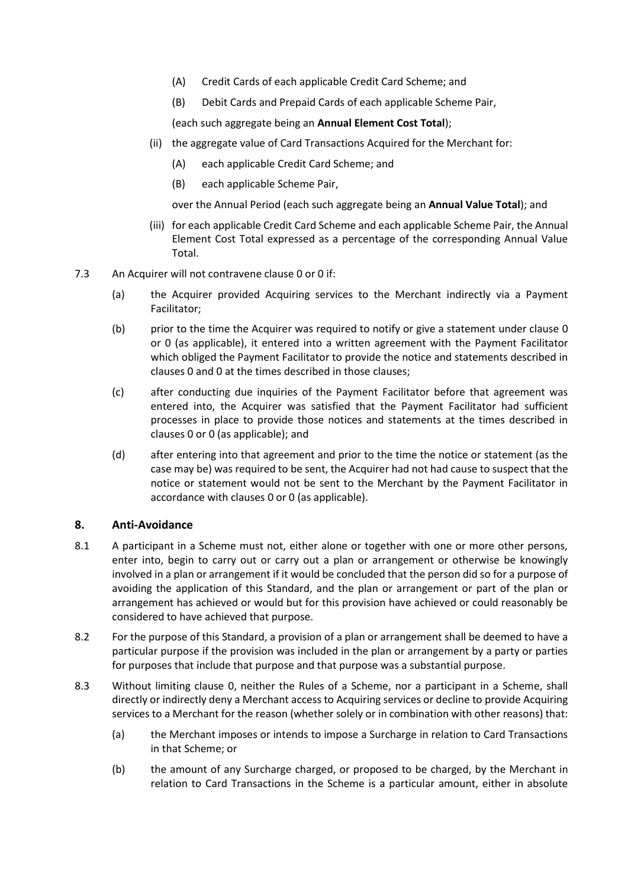(A) Credit Cards of each applicable Credit Card Scheme; and

(B) Debit Cards and Prepaid Cards of each applicable Scheme Pair,

(each such aggregate being an **Annual Element Cost Total**);

(ii) the aggregate value of Card Transactions Acquired for the Merchant for:

(A) each applicable Credit Card Scheme; and

(B) each applicable Scheme Pair,

over the Annual Period (each such aggregate being an **Annual Value Total**); and

(iii) for each applicable Credit Card Scheme and each applicable Scheme Pair, the Annual Element Cost Total expressed as a percentage of the corresponding Annual Value Total.

7.3 An Acquirer will not contravene clause 0 or 0 if:

(a) the Acquirer provided Acquiring services to the Merchant indirectly via a Payment Facilitator;

(b) prior to the time the Acquirer was required to notify or give a statement under clause 0 or 0 (as applicable), it entered into a written agreement with the Payment Facilitator which obliged the Payment Facilitator to provide the notice and statements described in clauses 0 and 0 at the times described in those clauses;

(c) after conducting due inquiries of the Payment Facilitator before that agreement was entered into, the Acquirer was satisfied that the Payment Facilitator had sufficient processes in place to provide those notices and statements at the times described in clauses 0 or 0 (as applicable); and

(d) after entering into that agreement and prior to the time the notice or statement (as the case may be) was required to be sent, the Acquirer had not had cause to suspect that the notice or statement would not be sent to the Merchant by the Payment Facilitator in accordance with clauses 0 or 0 (as applicable).

## 8. Anti-Avoidance

8.1 A participant in a Scheme must not, either alone or together with one or more other persons, enter into, begin to carry out or carry out a plan or arrangement or otherwise be knowingly involved in a plan or arrangement if it would be concluded that the person did so for a purpose of avoiding the application of this Standard, and the plan or arrangement or part of the plan or arrangement has achieved or would but for this provision have achieved or could reasonably be considered to have achieved that purpose.

8.2 For the purpose of this Standard, a provision of a plan or arrangement shall be deemed to have a particular purpose if the provision was included in the plan or arrangement by a party or parties for purposes that include that purpose and that purpose was a substantial purpose.

8.3 Without limiting clause 0, neither the Rules of a Scheme, nor a participant in a Scheme, shall directly or indirectly deny a Merchant access to Acquiring services or decline to provide Acquiring services to a Merchant for the reason (whether solely or in combination with other reasons) that:

(a) the Merchant imposes or intends to impose a Surcharge in relation to Card Transactions in that Scheme; or

(b) the amount of any Surcharge charged, or proposed to be charged, by the Merchant in relation to Card Transactions in the Scheme is a particular amount, either in absolute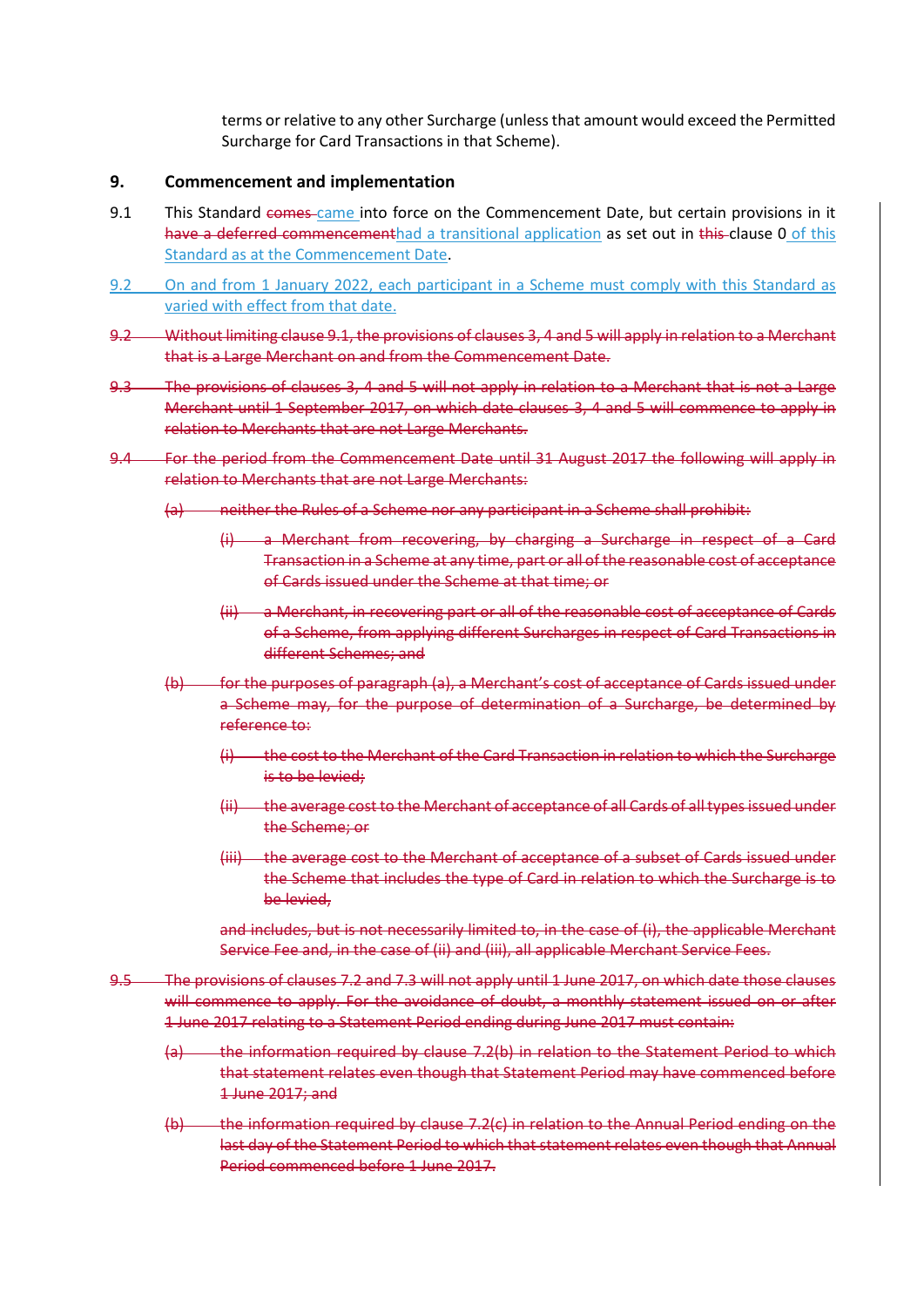terms or relative to any other Surcharge (unless that amount would exceed the Permitted Surcharge for Card Transactions in that Scheme).

## 9. Commencement and implementation

9.1 This Standard ~~comes~~ came into force on the Commencement Date, but certain provisions in it ~~have a deferred commencement~~had a transitional application as set out in ~~this~~ clause 0 of this Standard as at the Commencement Date.

9.2 On and from 1 January 2022, each participant in a Scheme must comply with this Standard as varied with effect from that date.

~~9.2 Without limiting clause 9.1, the provisions of clauses 3, 4 and 5 will apply in relation to a Merchant that is a Large Merchant on and from the Commencement Date.~~

~~9.3 The provisions of clauses 3, 4 and 5 will not apply in relation to a Merchant that is not a Large Merchant until 1 September 2017, on which date clauses 3, 4 and 5 will commence to apply in relation to Merchants that are not Large Merchants.~~

~~9.4 For the period from the Commencement Date until 31 August 2017 the following will apply in relation to Merchants that are not Large Merchants:~~

~~(a) neither the Rules of a Scheme nor any participant in a Scheme shall prohibit:~~

~~(i) a Merchant from recovering, by charging a Surcharge in respect of a Card Transaction in a Scheme at any time, part or all of the reasonable cost of acceptance of Cards issued under the Scheme at that time; or~~

~~(ii) a Merchant, in recovering part or all of the reasonable cost of acceptance of Cards of a Scheme, from applying different Surcharges in respect of Card Transactions in different Schemes; and~~

~~(b) for the purposes of paragraph (a), a Merchant's cost of acceptance of Cards issued under a Scheme may, for the purpose of determination of a Surcharge, be determined by reference to:~~

~~(i) the cost to the Merchant of the Card Transaction in relation to which the Surcharge is to be levied;~~

~~(ii) the average cost to the Merchant of acceptance of all Cards of all types issued under the Scheme; or~~

~~(iii) the average cost to the Merchant of acceptance of a subset of Cards issued under the Scheme that includes the type of Card in relation to which the Surcharge is to be levied,~~

~~and includes, but is not necessarily limited to, in the case of (i), the applicable Merchant Service Fee and, in the case of (ii) and (iii), all applicable Merchant Service Fees.~~

~~9.5 The provisions of clauses 7.2 and 7.3 will not apply until 1 June 2017, on which date those clauses will commence to apply. For the avoidance of doubt, a monthly statement issued on or after 1 June 2017 relating to a Statement Period ending during June 2017 must contain:~~

~~(a) the information required by clause 7.2(b) in relation to the Statement Period to which that statement relates even though that Statement Period may have commenced before 1 June 2017; and~~

~~(b) the information required by clause 7.2(c) in relation to the Annual Period ending on the last day of the Statement Period to which that statement relates even though that Annual Period commenced before 1 June 2017.~~